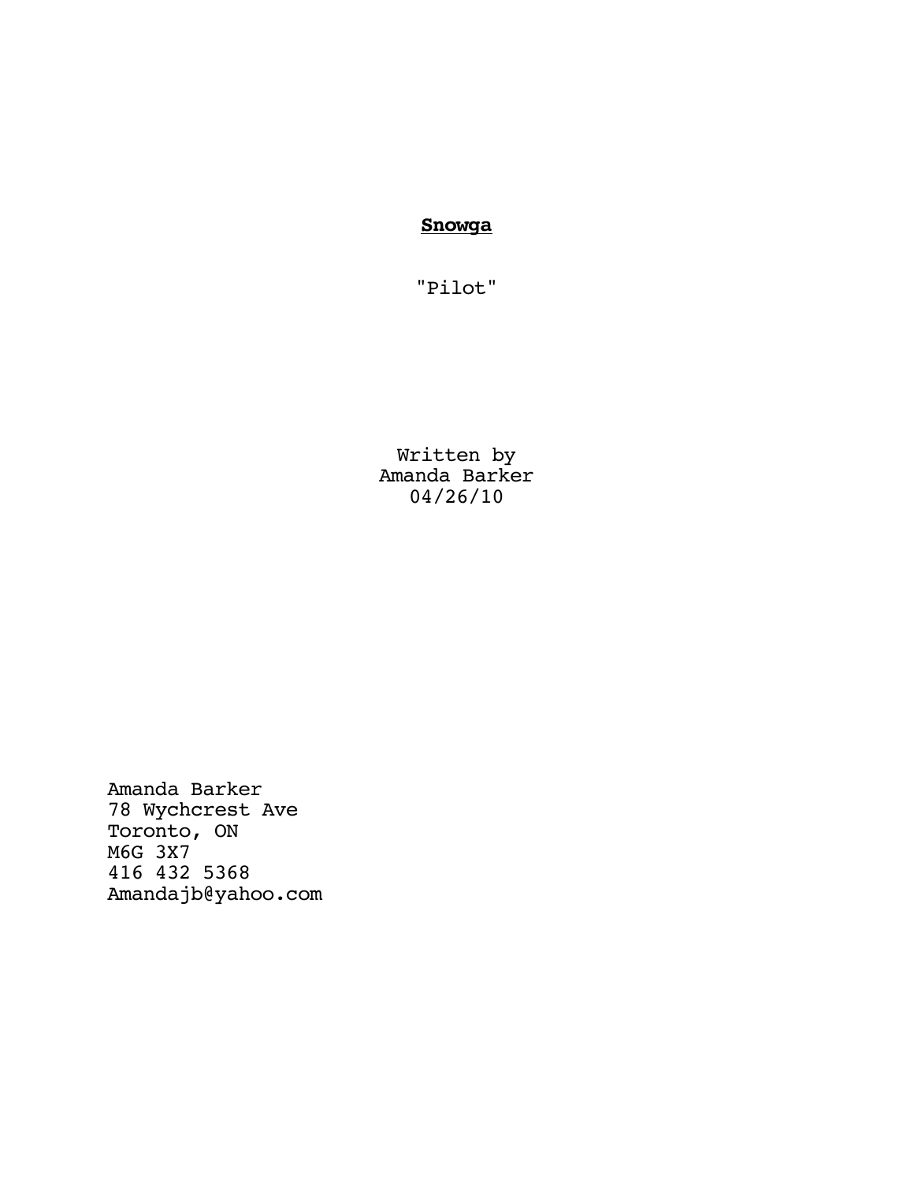**<u>Snowga</u>**

"Pilot"

Written by
Amanda Barker
04/26/10

Amanda Barker
78 Wychcrest Ave
Toronto, ON
M6G 3X7
416 432 5368
Amandajb@yahoo.com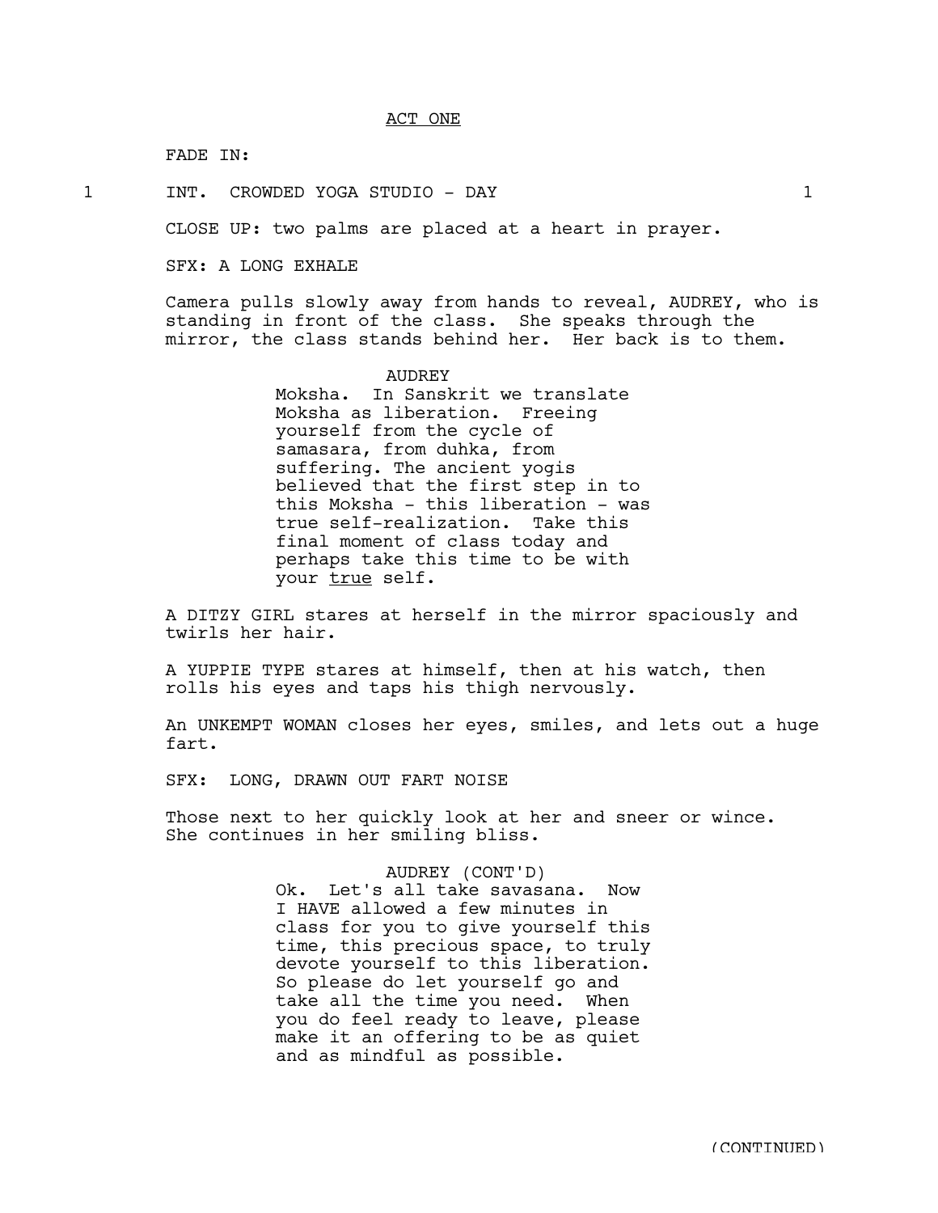ACT ONE

FADE IN:

1 INT. CROWDED YOGA STUDIO - DAY 1

CLOSE UP: two palms are placed at a heart in prayer.

SFX: A LONG EXHALE

Camera pulls slowly away from hands to reveal, AUDREY, who is standing in front of the class. She speaks through the mirror, the class stands behind her. Her back is to them.

AUDREY
Moksha. In Sanskrit we translate Moksha as liberation. Freeing yourself from the cycle of samasara, from duhka, from suffering. The ancient yogis believed that the first step in to this Moksha - this liberation - was true self-realization. Take this final moment of class today and perhaps take this time to be with your true self.

A DITZY GIRL stares at herself in the mirror spaciously and twirls her hair.

A YUPPIE TYPE stares at himself, then at his watch, then rolls his eyes and taps his thigh nervously.

An UNKEMPT WOMAN closes her eyes, smiles, and lets out a huge fart.

SFX: LONG, DRAWN OUT FART NOISE

Those next to her quickly look at her and sneer or wince. She continues in her smiling bliss.

AUDREY (CONT'D)
Ok. Let's all take savasana. Now I HAVE allowed a few minutes in class for you to give yourself this time, this precious space, to truly devote yourself to this liberation. So please do let yourself go and take all the time you need. When you do feel ready to leave, please make it an offering to be as quiet and as mindful as possible.

(CONTINUED)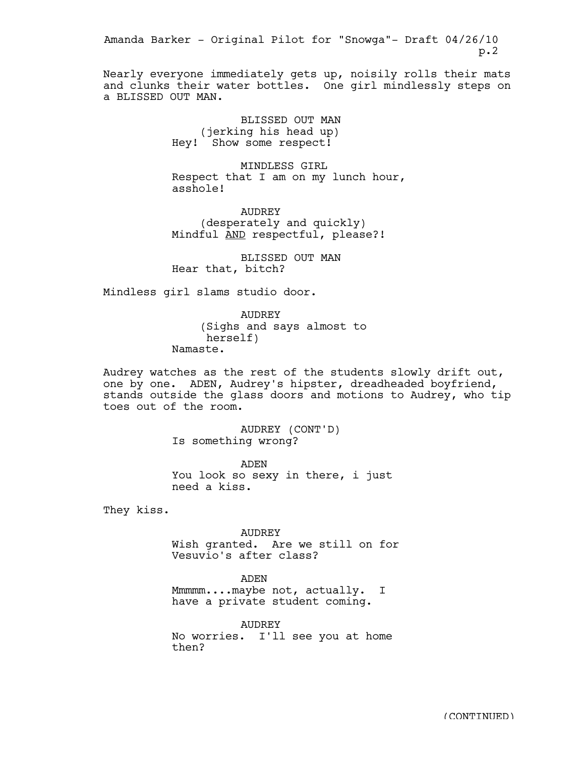Nearly everyone immediately gets up, noisily rolls their mats and clunks their water bottles. One girl mindlessly steps on a BLISSED OUT MAN.

BLISSED OUT MAN
(jerking his head up)
Hey! Show some respect!

MINDLESS GIRL
Respect that I am on my lunch hour, asshole!

AUDREY
(desperately and quickly)
Mindful AND respectful, please?!

BLISSED OUT MAN
Hear that, bitch?

Mindless girl slams studio door.

AUDREY
(Sighs and says almost to herself)
Namaste.

Audrey watches as the rest of the students slowly drift out, one by one. ADEN, Audrey's hipster, dreadheaded boyfriend, stands outside the glass doors and motions to Audrey, who tip toes out of the room.

AUDREY (CONT'D)
Is something wrong?

ADEN
You look so sexy in there, i just need a kiss.

They kiss.

AUDREY
Wish granted. Are we still on for Vesuvio's after class?

ADEN
Mmmmm....maybe not, actually. I have a private student coming.

AUDREY
No worries. I'll see you at home then?

(CONTINUED)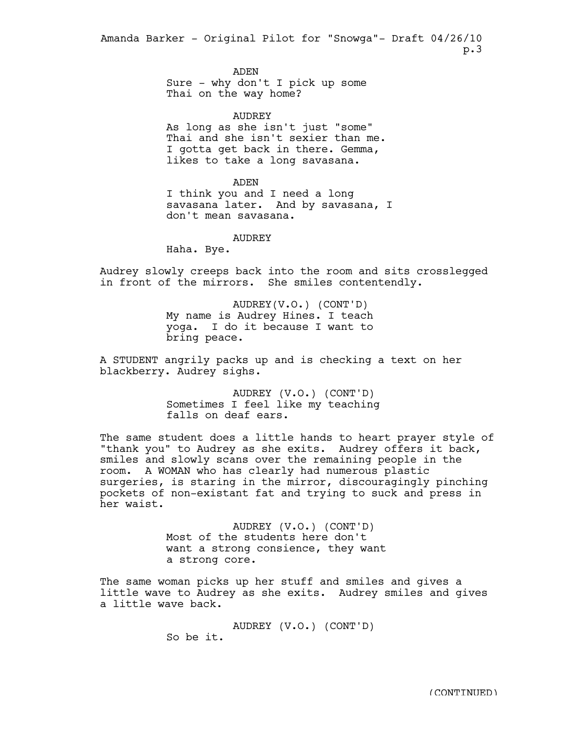ADEN
Sure - why don't I pick up some Thai on the way home?

AUDREY
As long as she isn't just "some" Thai and she isn't sexier than me. I gotta get back in there. Gemma, likes to take a long savasana.

ADEN
I think you and I need a long savasana later. And by savasana, I don't mean savasana.

AUDREY
Haha. Bye.

Audrey slowly creeps back into the room and sits crosslegged in front of the mirrors. She smiles contendently.

AUDREY(V.O.) (CONT'D)
My name is Audrey Hines. I teach yoga. I do it because I want to bring peace.

A STUDENT angrily packs up and is checking a text on her blackberry. Audrey sighs.

AUDREY (V.O.) (CONT'D)
Sometimes I feel like my teaching falls on deaf ears.

The same student does a little hands to heart prayer style of "thank you" to Audrey as she exits. Audrey offers it back, smiles and slowly scans over the remaining people in the room. A WOMAN who has clearly had numerous plastic surgeries, is staring in the mirror, discouragingly pinching pockets of non-existant fat and trying to suck and press in her waist.

AUDREY (V.O.) (CONT'D)
Most of the students here don't want a strong consience, they want a strong core.

The same woman picks up her stuff and smiles and gives a little wave to Audrey as she exits. Audrey smiles and gives a little wave back.

AUDREY (V.O.) (CONT'D)
So be it.

(CONTINUED)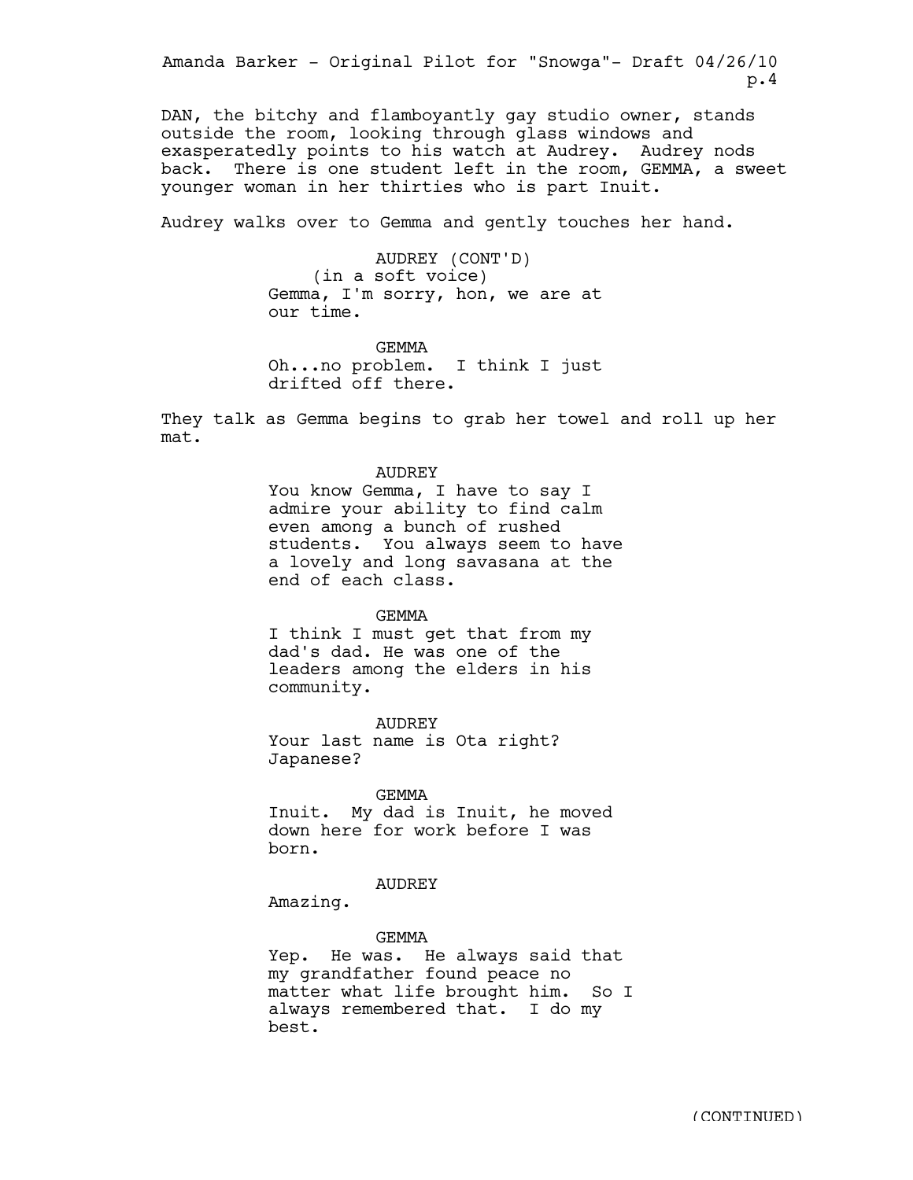DAN, the bitchy and flamboyantly gay studio owner, stands outside the room, looking through glass windows and exasperatedly points to his watch at Audrey. Audrey nods back. There is one student left in the room, GEMMA, a sweet younger woman in her thirties who is part Inuit.

Audrey walks over to Gemma and gently touches her hand.

AUDREY (CONT'D)
(in a soft voice)
Gemma, I'm sorry, hon, we are at our time.

GEMMA
Oh...no problem. I think I just drifted off there.

They talk as Gemma begins to grab her towel and roll up her mat.

AUDREY
You know Gemma, I have to say I admire your ability to find calm even among a bunch of rushed students. You always seem to have a lovely and long savasana at the end of each class.

GEMMA
I think I must get that from my dad's dad. He was one of the leaders among the elders in his community.

AUDREY
Your last name is Ota right? Japanese?

GEMMA
Inuit. My dad is Inuit, he moved down here for work before I was born.

AUDREY
Amazing.

GEMMA
Yep. He was. He always said that my grandfather found peace no matter what life brought him. So I always remembered that. I do my best.

(CONTINUED)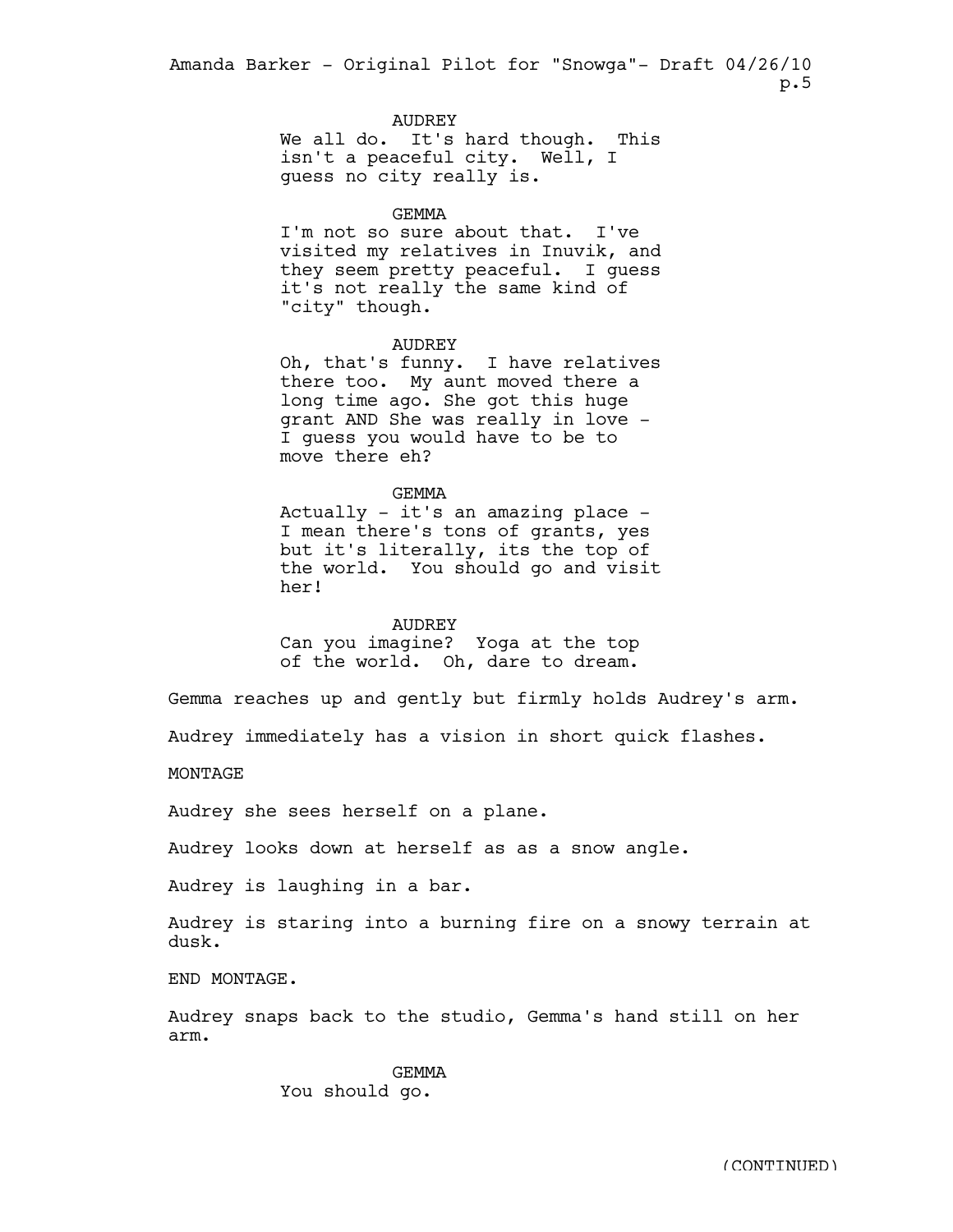AUDREY

We all do. It's hard though. This isn't a peaceful city. Well, I guess no city really is.

GEMMA

I'm not so sure about that. I've visited my relatives in Inuvik, and they seem pretty peaceful. I guess it's not really the same kind of "city" though.

AUDREY

Oh, that's funny. I have relatives there too. My aunt moved there a long time ago. She got this huge grant AND She was really in love - I guess you would have to be to move there eh?

GEMMA

Actually - it's an amazing place - I mean there's tons of grants, yes but it's literally, its the top of the world. You should go and visit her!

AUDREY

Can you imagine? Yoga at the top of the world. Oh, dare to dream.

Gemma reaches up and gently but firmly holds Audrey's arm.

Audrey immediately has a vision in short quick flashes.

MONTAGE

Audrey she sees herself on a plane.

Audrey looks down at herself as as a snow angle.

Audrey is laughing in a bar.

Audrey is staring into a burning fire on a snowy terrain at dusk.

END MONTAGE.

Audrey snaps back to the studio, Gemma's hand still on her arm.

GEMMA

You should go.

(CONTINUED)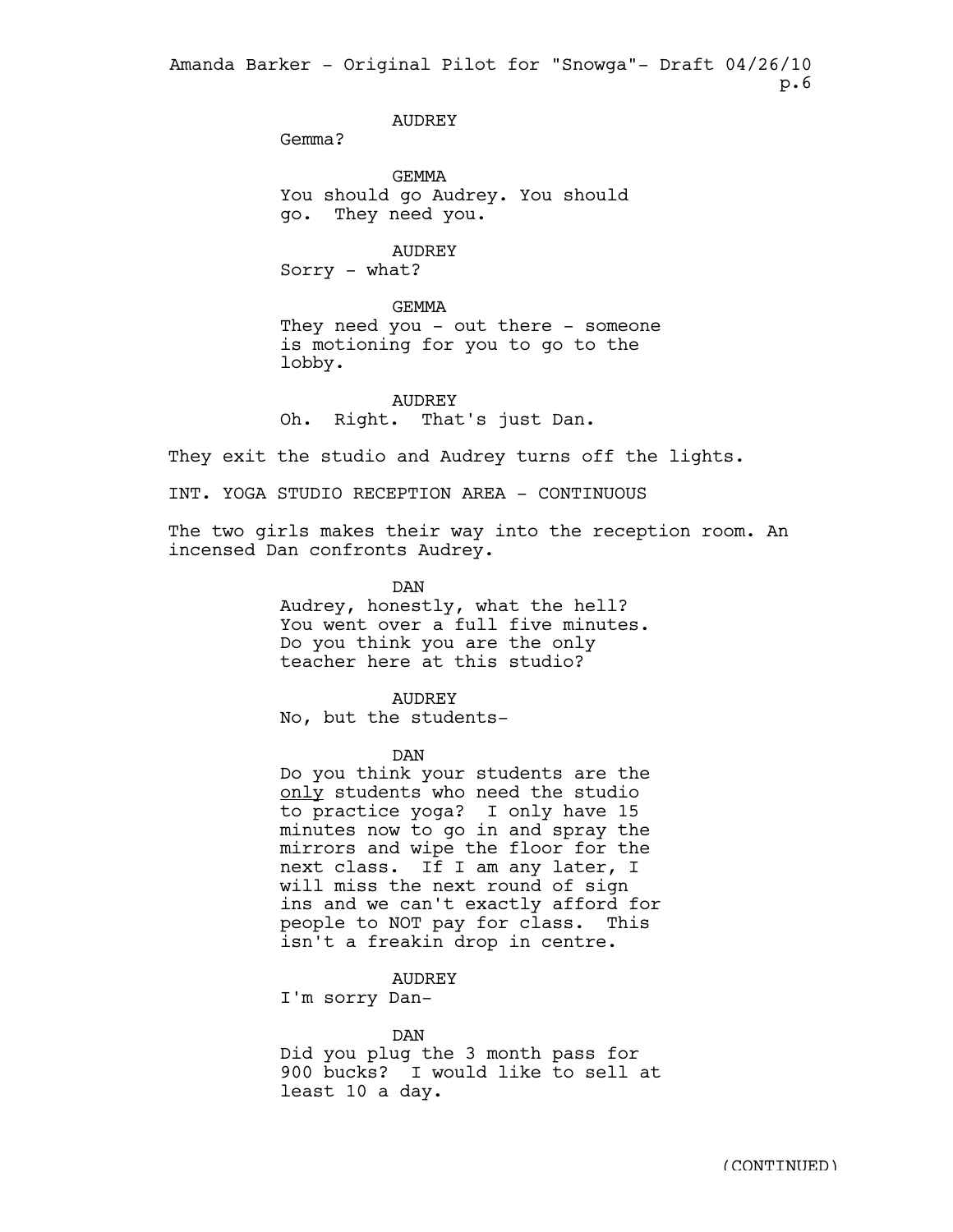AUDREY
Gemma?

GEMMA
You should go Audrey. You should go. They need you.

AUDREY
Sorry - what?

GEMMA
They need you - out there - someone is motioning for you to go to the lobby.

AUDREY
Oh. Right. That's just Dan.

They exit the studio and Audrey turns off the lights.

INT. YOGA STUDIO RECEPTION AREA - CONTINUOUS

The two girls makes their way into the reception room. An incensed Dan confronts Audrey.

DAN
Audrey, honestly, what the hell? You went over a full five minutes. Do you think you are the only teacher here at this studio?

AUDREY
No, but the students-

DAN
Do you think your students are the <u>only</u> students who need the studio to practice yoga? I only have 15 minutes now to go in and spray the mirrors and wipe the floor for the next class. If I am any later, I will miss the next round of sign ins and we can't exactly afford for people to NOT pay for class. This isn't a freakin drop in centre.

AUDREY
I'm sorry Dan-

DAN
Did you plug the 3 month pass for 900 bucks? I would like to sell at least 10 a day.

(CONTINUED)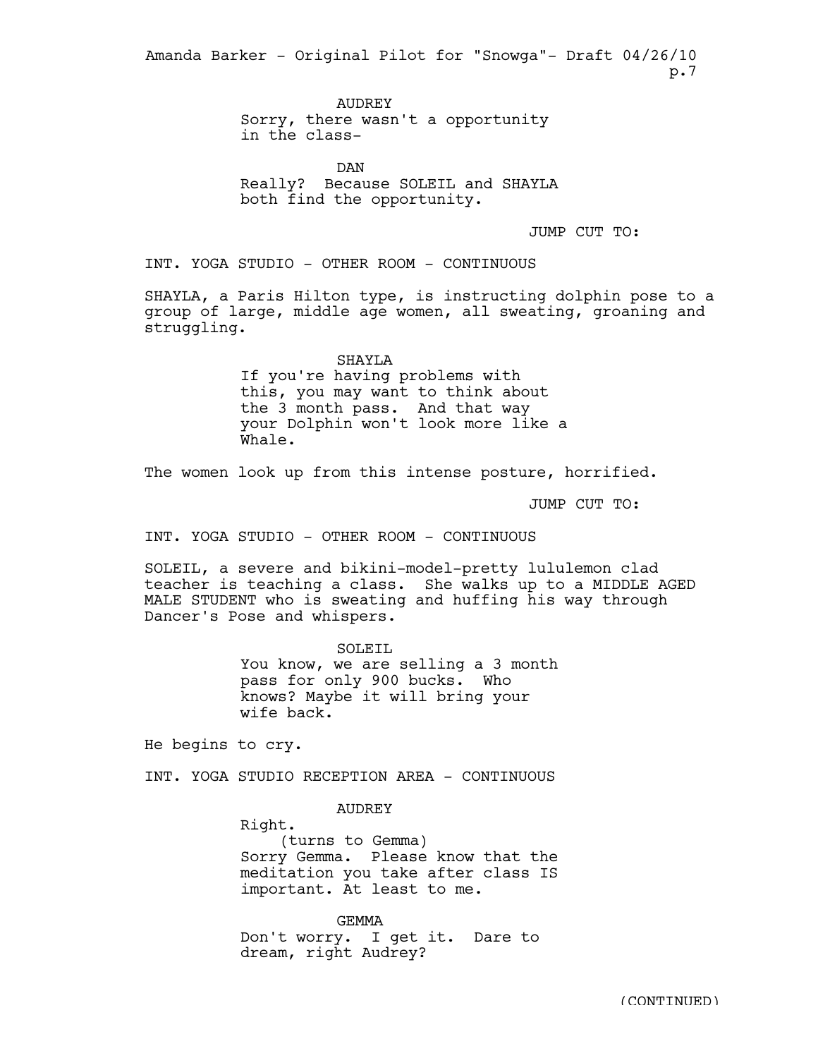AUDREY
Sorry, there wasn't a opportunity in the class-

DAN
Really? Because SOLEIL and SHAYLA both find the opportunity.

JUMP CUT TO:

INT. YOGA STUDIO - OTHER ROOM - CONTINUOUS

SHAYLA, a Paris Hilton type, is instructing dolphin pose to a group of large, middle age women, all sweating, groaning and struggling.

SHAYLA
If you're having problems with this, you may want to think about the 3 month pass. And that way your Dolphin won't look more like a Whale.

The women look up from this intense posture, horrified.

JUMP CUT TO:

INT. YOGA STUDIO - OTHER ROOM - CONTINUOUS

SOLEIL, a severe and bikini-model-pretty lululemon clad teacher is teaching a class. She walks up to a MIDDLE AGED MALE STUDENT who is sweating and huffing his way through Dancer's Pose and whispers.

SOLEIL
You know, we are selling a 3 month pass for only 900 bucks. Who knows? Maybe it will bring your wife back.

He begins to cry.

INT. YOGA STUDIO RECEPTION AREA - CONTINUOUS

AUDREY
Right.
(turns to Gemma)
Sorry Gemma. Please know that the meditation you take after class IS important. At least to me.

GEMMA
Don't worry. I get it. Dare to dream, right Audrey?

(CONTINUED)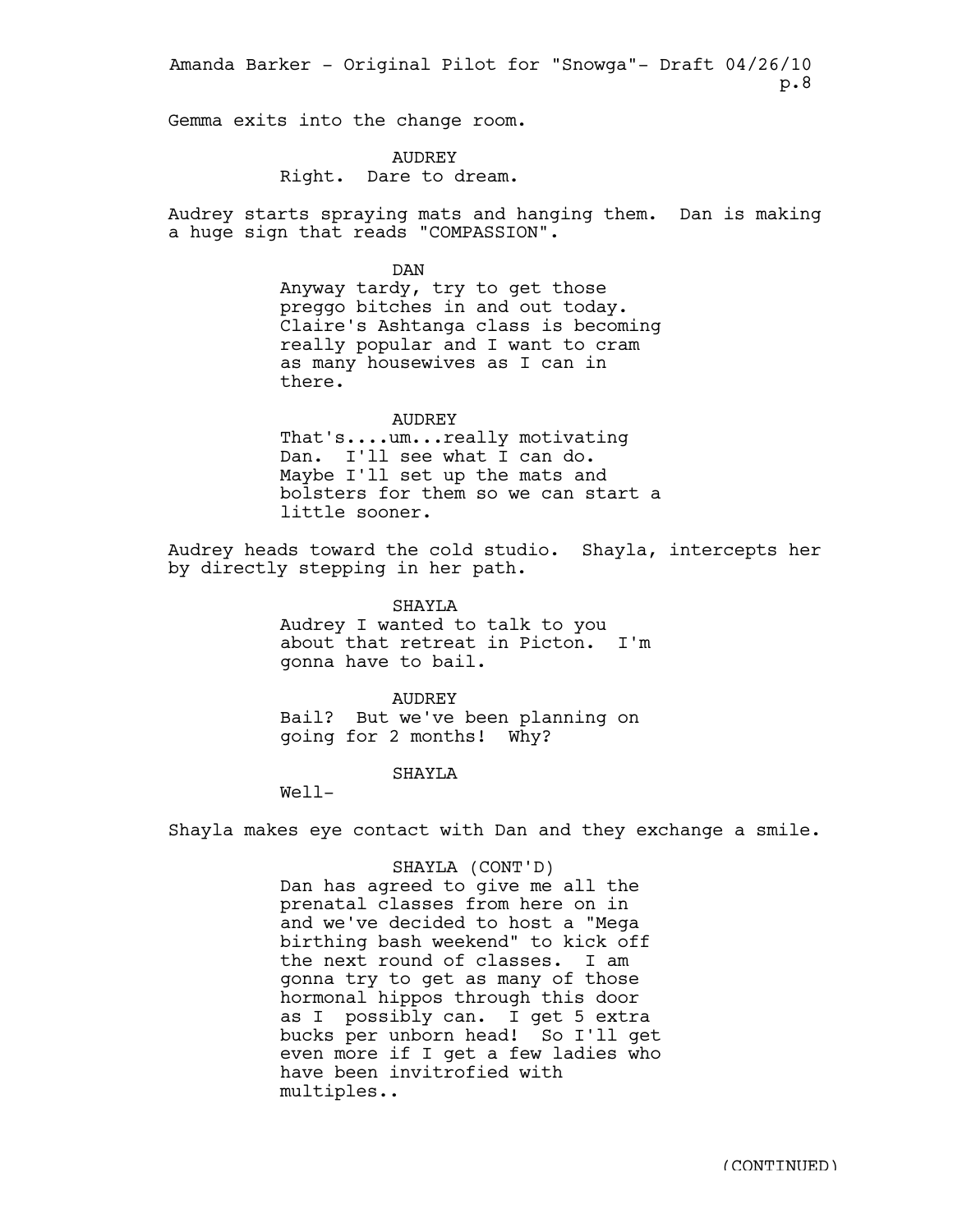Gemma exits into the change room.

AUDREY
Right. Dare to dream.

Audrey starts spraying mats and hanging them. Dan is making a huge sign that reads "COMPASSION".

DAN
Anyway tardy, try to get those preggo bitches in and out today. Claire's Ashtanga class is becoming really popular and I want to cram as many housewives as I can in there.

AUDREY
That's....um...really motivating Dan. I'll see what I can do. Maybe I'll set up the mats and bolsters for them so we can start a little sooner.

Audrey heads toward the cold studio. Shayla, intercepts her by directly stepping in her path.

SHAYLA
Audrey I wanted to talk to you about that retreat in Picton. I'm gonna have to bail.

AUDREY
Bail? But we've been planning on going for 2 months! Why?

SHAYLA
Well-

Shayla makes eye contact with Dan and they exchange a smile.

SHAYLA (CONT'D)
Dan has agreed to give me all the prenatal classes from here on in and we've decided to host a "Mega birthing bash weekend" to kick off the next round of classes. I am gonna try to get as many of those hormonal hippos through this door as I possibly can. I get 5 extra bucks per unborn head! So I'll get even more if I get a few ladies who have been invitrofied with multiples..

(CONTINUED)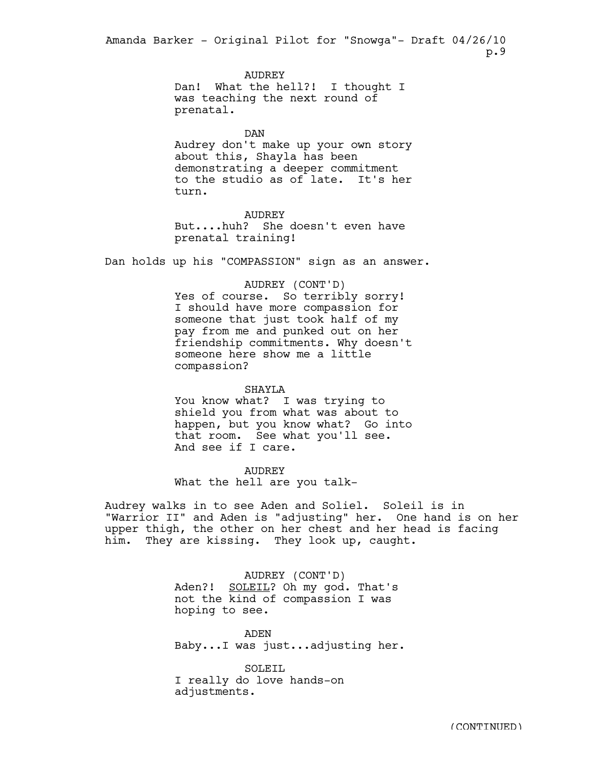AUDREY

Dan! What the hell?! I thought I was teaching the next round of prenatal.

DAN

Audrey don't make up your own story about this, Shayla has been demonstrating a deeper commitment to the studio as of late. It's her turn.

AUDREY

But....huh? She doesn't even have prenatal training!

Dan holds up his "COMPASSION" sign as an answer.

AUDREY (CONT'D)

Yes of course. So terribly sorry! I should have more compassion for someone that just took half of my pay from me and punked out on her friendship commitments. Why doesn't someone here show me a little compassion?

SHAYLA

You know what? I was trying to shield you from what was about to happen, but you know what? Go into that room. See what you'll see. And see if I care.

AUDREY

What the hell are you talk-

Audrey walks in to see Aden and Soliel. Soleil is in "Warrior II" and Aden is "adjusting" her. One hand is on her upper thigh, the other on her chest and her head is facing him. They are kissing. They look up, caught.

AUDREY (CONT'D)

Aden?! <u>SOLEIL</u>? Oh my god. That's not the kind of compassion I was hoping to see.

ADEN

Baby...I was just...adjusting her.

SOLEIL

I really do love hands-on adjustments.

(CONTINUED)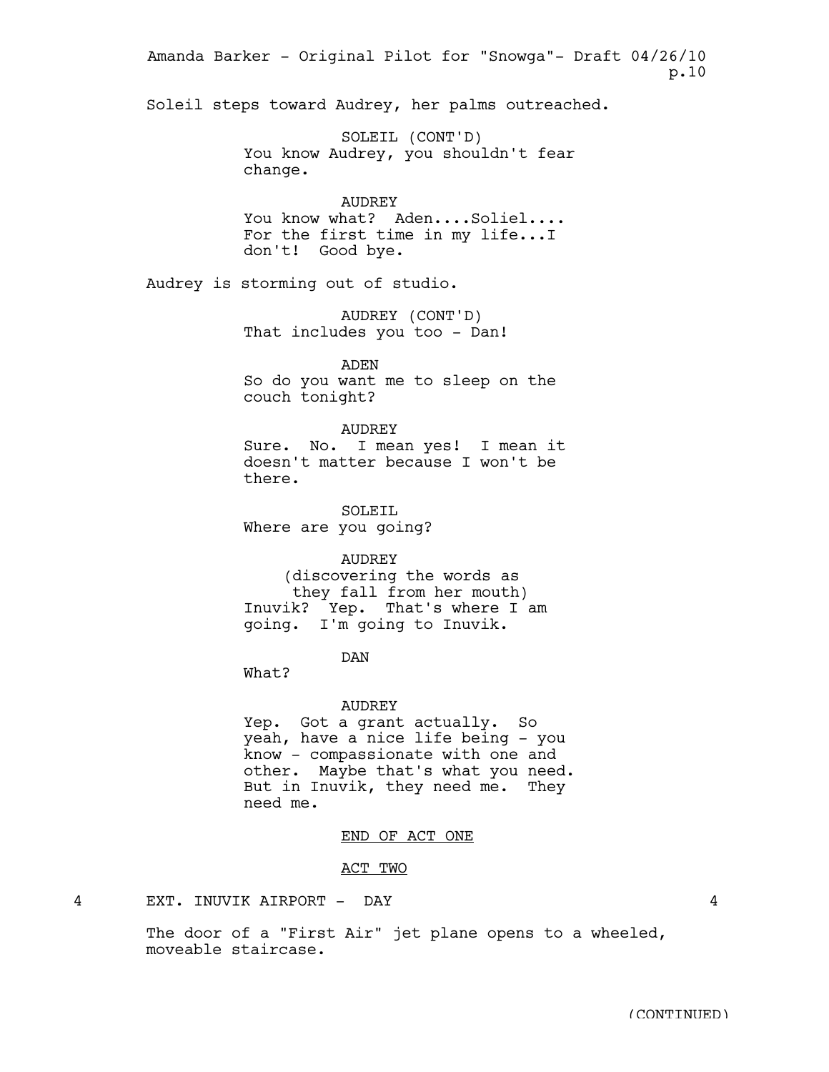Soleil steps toward Audrey, her palms outreached.

SOLEIL (CONT'D)
You know Audrey, you shouldn't fear change.

AUDREY
You know what? Aden....Soliel.... For the first time in my life...I don't! Good bye.

Audrey is storming out of studio.

AUDREY (CONT'D)
That includes you too - Dan!

ADEN
So do you want me to sleep on the couch tonight?

AUDREY
Sure. No. I mean yes! I mean it doesn't matter because I won't be there.

SOLEIL
Where are you going?

AUDREY
(discovering the words as they fall from her mouth)
Inuvik? Yep. That's where I am going. I'm going to Inuvik.

DAN
What?

AUDREY
Yep. Got a grant actually. So yeah, have a nice life being - you know - compassionate with one and other. Maybe that's what you need. But in Inuvik, they need me. They need me.

<u>END OF ACT ONE</u>

<u>ACT TWO</u>

4 EXT. INUVIK AIRPORT - DAY 4

The door of a "First Air" jet plane opens to a wheeled, moveable staircase.

(CONTINUED)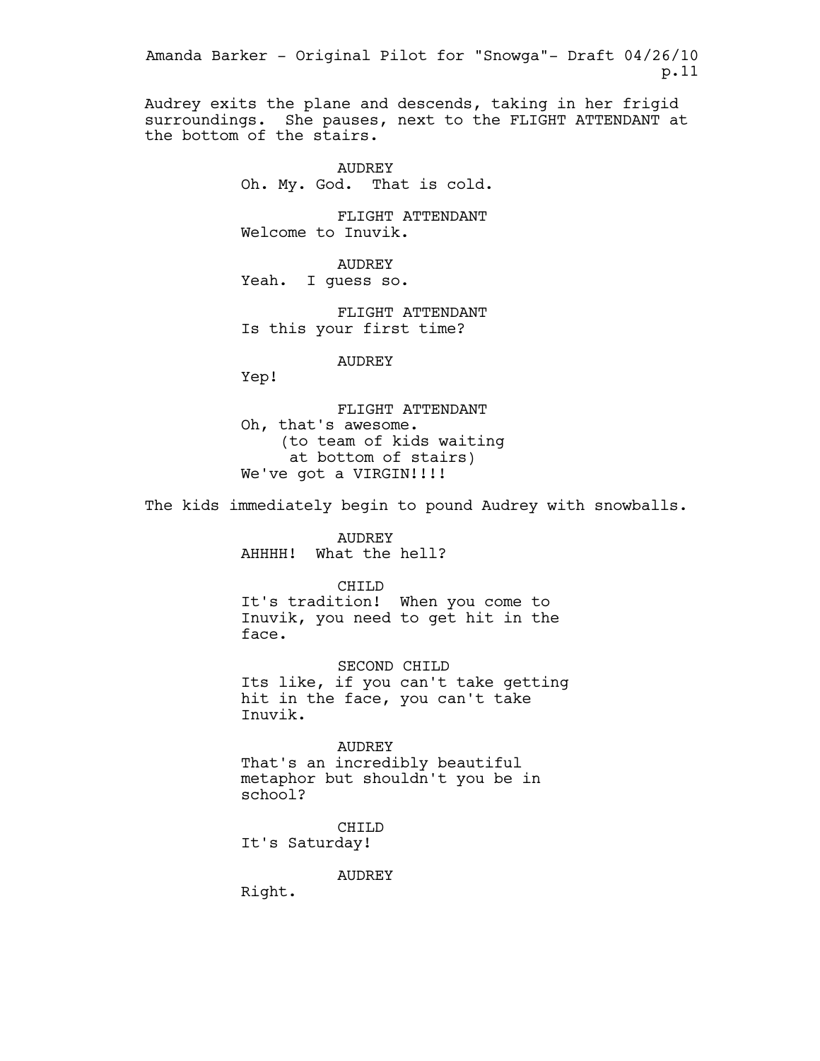Audrey exits the plane and descends, taking in her frigid surroundings. She pauses, next to the FLIGHT ATTENDANT at the bottom of the stairs.

AUDREY
Oh. My. God. That is cold.

FLIGHT ATTENDANT
Welcome to Inuvik.

AUDREY
Yeah. I guess so.

FLIGHT ATTENDANT
Is this your first time?

AUDREY
Yep!

FLIGHT ATTENDANT
Oh, that's awesome.
(to team of kids waiting at bottom of stairs)
We've got a VIRGIN!!!!

The kids immediately begin to pound Audrey with snowballs.

AUDREY
AHHHH! What the hell?

CHILD
It's tradition! When you come to Inuvik, you need to get hit in the face.

SECOND CHILD
Its like, if you can't take getting hit in the face, you can't take Inuvik.

AUDREY
That's an incredibly beautiful metaphor but shouldn't you be in school?

CHILD
It's Saturday!

AUDREY
Right.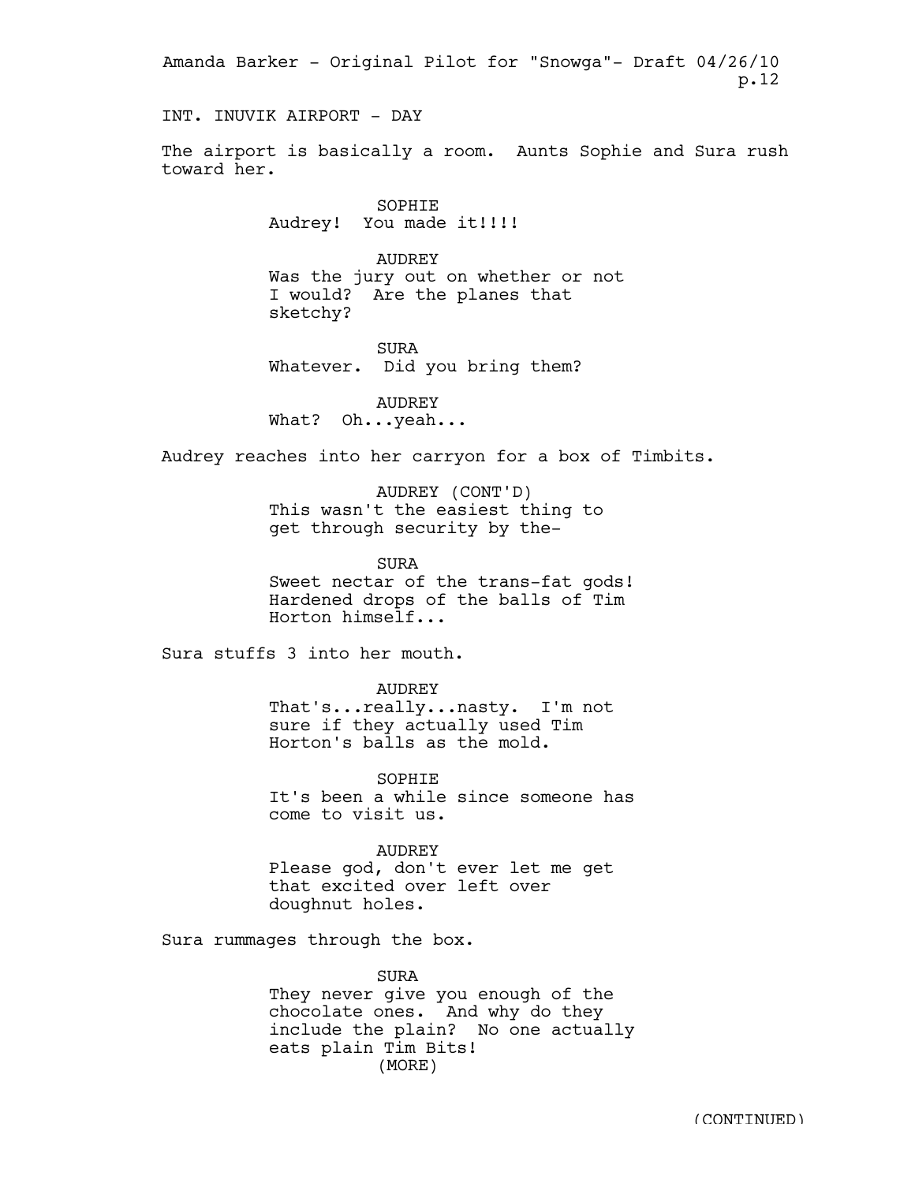INT. INUVIK AIRPORT - DAY

The airport is basically a room. Aunts Sophie and Sura rush toward her.

SOPHIE
Audrey! You made it!!!!

AUDREY
Was the jury out on whether or not I would? Are the planes that sketchy?

SURA
Whatever. Did you bring them?

AUDREY
What? Oh...yeah...

Audrey reaches into her carryon for a box of Timbits.

AUDREY (CONT'D)
This wasn't the easiest thing to get through security by the-

SURA
Sweet nectar of the trans-fat gods! Hardened drops of the balls of Tim Horton himself...

Sura stuffs 3 into her mouth.

AUDREY
That's...really...nasty. I'm not sure if they actually used Tim Horton's balls as the mold.

SOPHIE
It's been a while since someone has come to visit us.

AUDREY
Please god, don't ever let me get that excited over left over doughnut holes.

Sura rummages through the box.

SURA
They never give you enough of the chocolate ones. And why do they include the plain? No one actually eats plain Tim Bits!
(MORE)

(CONTINUED)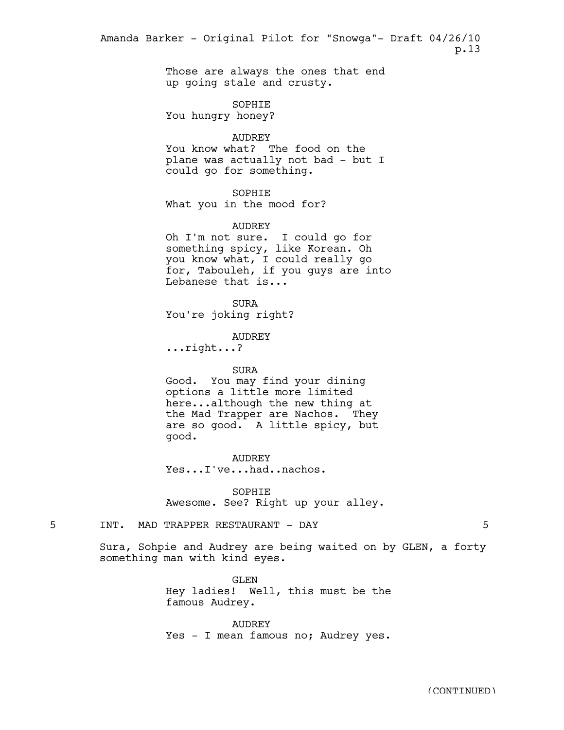Those are always the ones that end up going stale and crusty.

SOPHIE
You hungry honey?

AUDREY
You know what? The food on the plane was actually not bad - but I could go for something.

SOPHIE
What you in the mood for?

AUDREY
Oh I'm not sure. I could go for something spicy, like Korean. Oh you know what, I could really go for, Tabouleh, if you guys are into Lebanese that is...

SURA
You're joking right?

AUDREY
...right...?

SURA
Good. You may find your dining options a little more limited here...although the new thing at the Mad Trapper are Nachos. They are so good. A little spicy, but good.

AUDREY
Yes...I've...had..nachos.

SOPHIE
Awesome. See? Right up your alley.

5 INT. MAD TRAPPER RESTAURANT - DAY 5

Sura, Sohpie and Audrey are being waited on by GLEN, a forty something man with kind eyes.

GLEN
Hey ladies! Well, this must be the famous Audrey.

AUDREY
Yes - I mean famous no; Audrey yes.

(CONTINUED)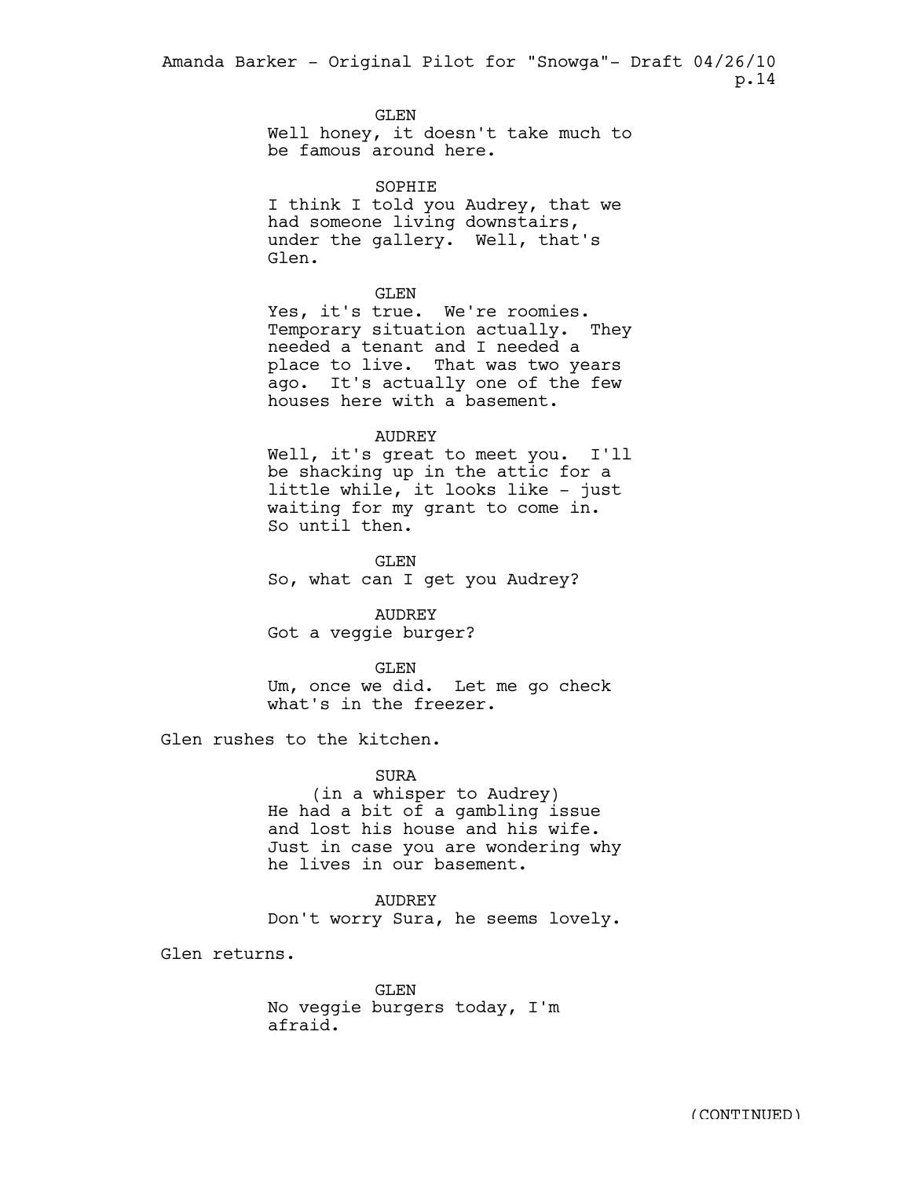GLEN
Well honey, it doesn't take much to be famous around here.

SOPHIE
I think I told you Audrey, that we had someone living downstairs, under the gallery. Well, that's Glen.

GLEN
Yes, it's true. We're roomies. Temporary situation actually. They needed a tenant and I needed a place to live. That was two years ago. It's actually one of the few houses here with a basement.

AUDREY
Well, it's great to meet you. I'll be shacking up in the attic for a little while, it looks like - just waiting for my grant to come in. So until then.

GLEN
So, what can I get you Audrey?

AUDREY
Got a veggie burger?

GLEN
Um, once we did. Let me go check what's in the freezer.

Glen rushes to the kitchen.

SURA
(in a whisper to Audrey)
He had a bit of a gambling issue and lost his house and his wife. Just in case you are wondering why he lives in our basement.

AUDREY
Don't worry Sura, he seems lovely.

Glen returns.

GLEN
No veggie burgers today, I'm afraid.

(CONTINUED)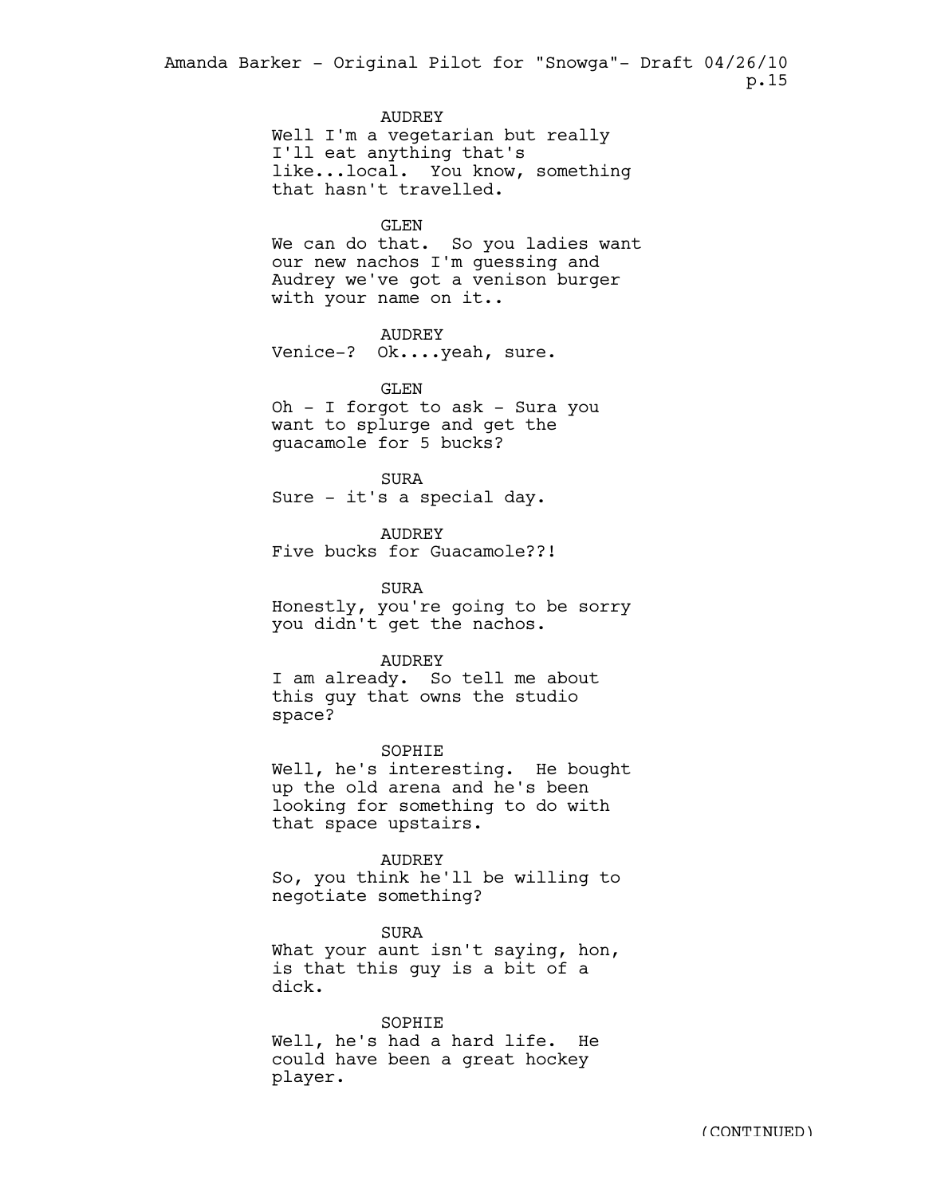AUDREY
Well I'm a vegetarian but really I'll eat anything that's like...local. You know, something that hasn't travelled.

GLEN
We can do that. So you ladies want our new nachos I'm guessing and Audrey we've got a venison burger with your name on it..

AUDREY
Venice-? Ok....yeah, sure.

GLEN
Oh - I forgot to ask - Sura you want to splurge and get the guacamole for 5 bucks?

SURA
Sure - it's a special day.

AUDREY
Five bucks for Guacamole??!

SURA
Honestly, you're going to be sorry you didn't get the nachos.

AUDREY
I am already. So tell me about this guy that owns the studio space?

SOPHIE
Well, he's interesting. He bought up the old arena and he's been looking for something to do with that space upstairs.

AUDREY
So, you think he'll be willing to negotiate something?

SURA
What your aunt isn't saying, hon, is that this guy is a bit of a dick.

SOPHIE
Well, he's had a hard life. He could have been a great hockey player.

(CONTINUED)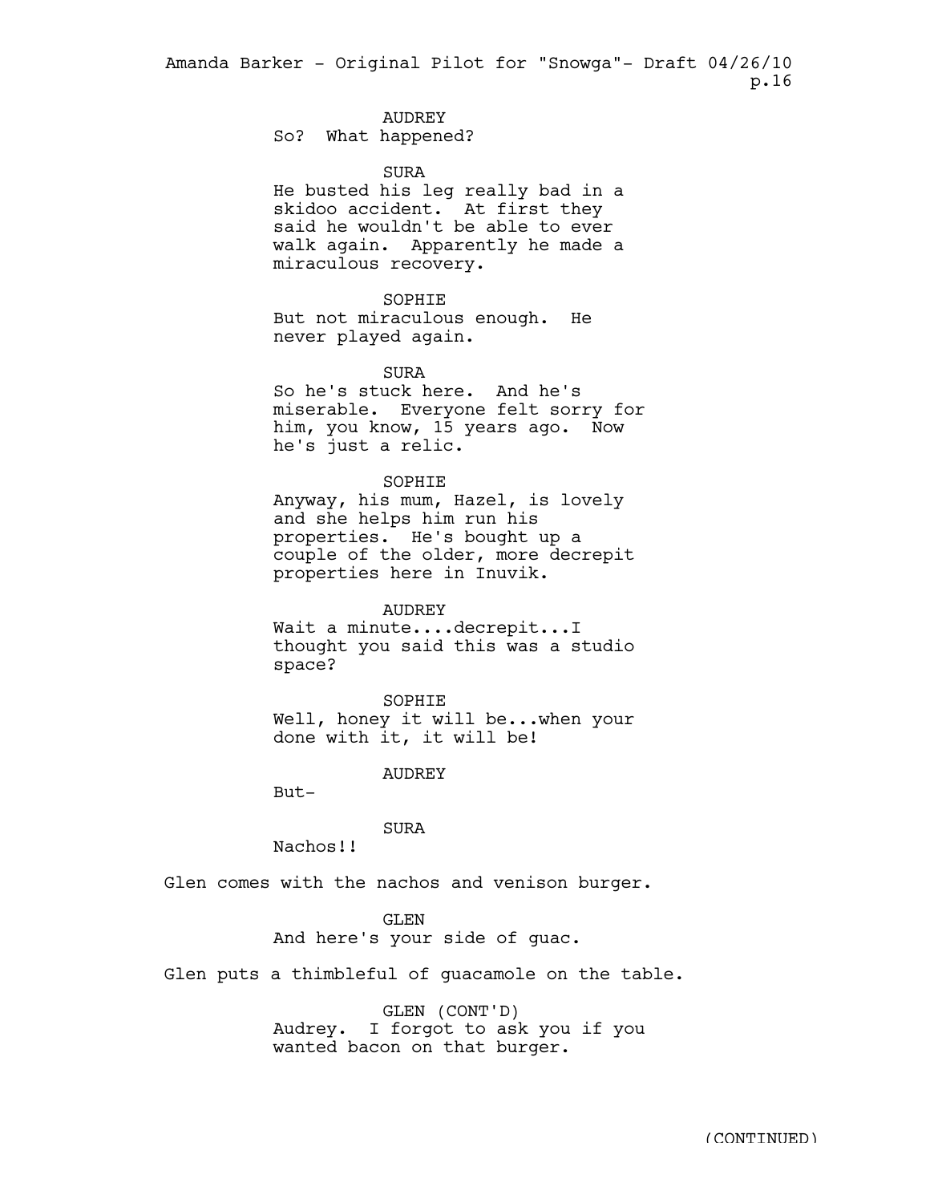AUDREY
So? What happened?

SURA
He busted his leg really bad in a skidoo accident. At first they said he wouldn't be able to ever walk again. Apparently he made a miraculous recovery.

SOPHIE
But not miraculous enough. He never played again.

SURA
So he's stuck here. And he's miserable. Everyone felt sorry for him, you know, 15 years ago. Now he's just a relic.

SOPHIE
Anyway, his mum, Hazel, is lovely and she helps him run his properties. He's bought up a couple of the older, more decrepit properties here in Inuvik.

AUDREY
Wait a minute....decrepit...I thought you said this was a studio space?

SOPHIE
Well, honey it will be...when your done with it, it will be!

AUDREY
But-

SURA
Nachos!!

Glen comes with the nachos and venison burger.

GLEN
And here's your side of guac.

Glen puts a thimbleful of guacamole on the table.

GLEN (CONT'D)
Audrey. I forgot to ask you if you wanted bacon on that burger.

(CONTINUED)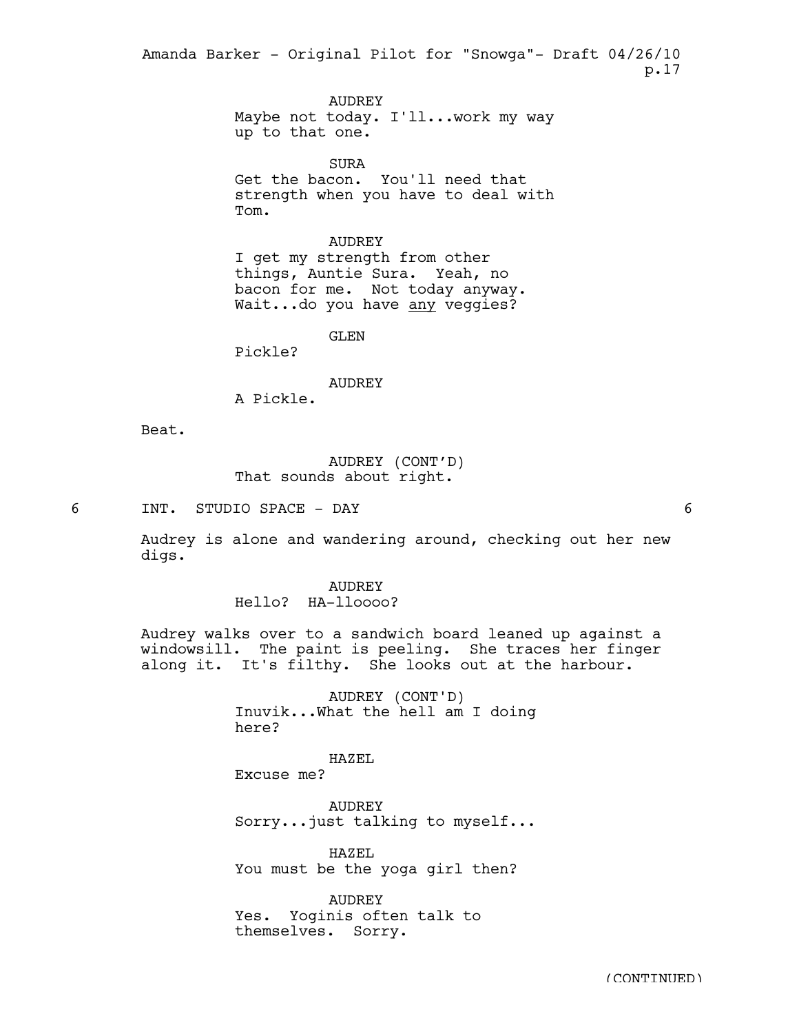AUDREY
Maybe not today. I'll...work my way up to that one.

SURA
Get the bacon. You'll need that strength when you have to deal with Tom.

AUDREY
I get my strength from other things, Auntie Sura. Yeah, no bacon for me. Not today anyway. Wait...do you have <u>any</u> veggies?

GLEN
Pickle?

AUDREY
A Pickle.

Beat.

AUDREY (CONT'D)
That sounds about right.

6 INT. STUDIO SPACE - DAY 6

Audrey is alone and wandering around, checking out her new digs.

AUDREY
Hello? HA-lloooo?

Audrey walks over to a sandwich board leaned up against a windowsill. The paint is peeling. She traces her finger along it. It's filthy. She looks out at the harbour.

AUDREY (CONT'D)
Inuvik...What the hell am I doing here?

HAZEL
Excuse me?

AUDREY
Sorry...just talking to myself...

HAZEL
You must be the yoga girl then?

AUDREY
Yes. Yoginis often talk to themselves. Sorry.

(CONTINUED)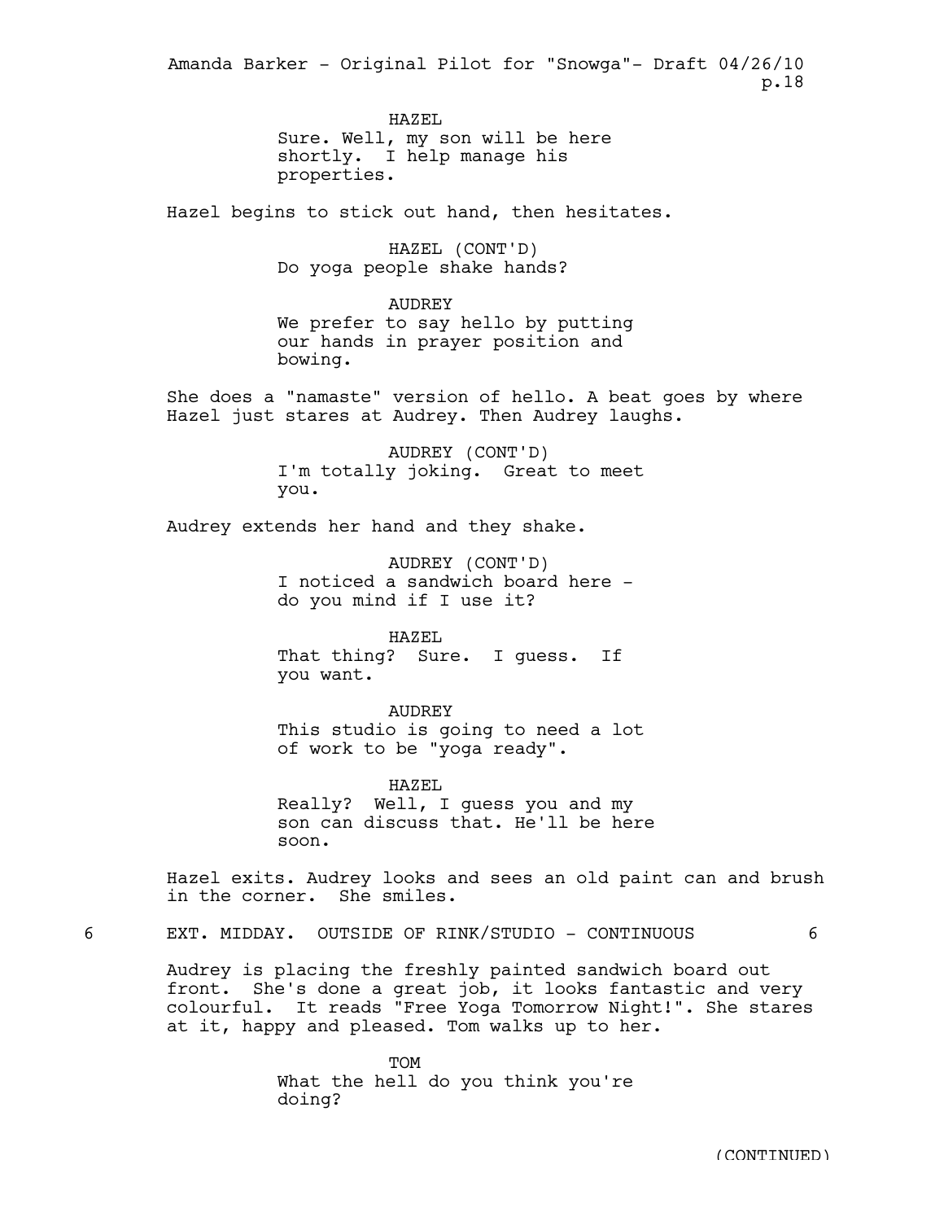HAZEL
Sure. Well, my son will be here shortly. I help manage his properties.

Hazel begins to stick out hand, then hesitates.

HAZEL (CONT'D)
Do yoga people shake hands?

AUDREY
We prefer to say hello by putting our hands in prayer position and bowing.

She does a "namaste" version of hello. A beat goes by where Hazel just stares at Audrey. Then Audrey laughs.

AUDREY (CONT'D)
I'm totally joking. Great to meet you.

Audrey extends her hand and they shake.

AUDREY (CONT'D)
I noticed a sandwich board here - do you mind if I use it?

HAZEL
That thing? Sure. I guess. If you want.

AUDREY
This studio is going to need a lot of work to be "yoga ready".

HAZEL
Really? Well, I guess you and my son can discuss that. He'll be here soon.

Hazel exits. Audrey looks and sees an old paint can and brush in the corner. She smiles.

6 EXT. MIDDAY. OUTSIDE OF RINK/STUDIO - CONTINUOUS 6

Audrey is placing the freshly painted sandwich board out front. She's done a great job, it looks fantastic and very colourful. It reads "Free Yoga Tomorrow Night!". She stares at it, happy and pleased. Tom walks up to her.

TOM
What the hell do you think you're doing?

(CONTINUED)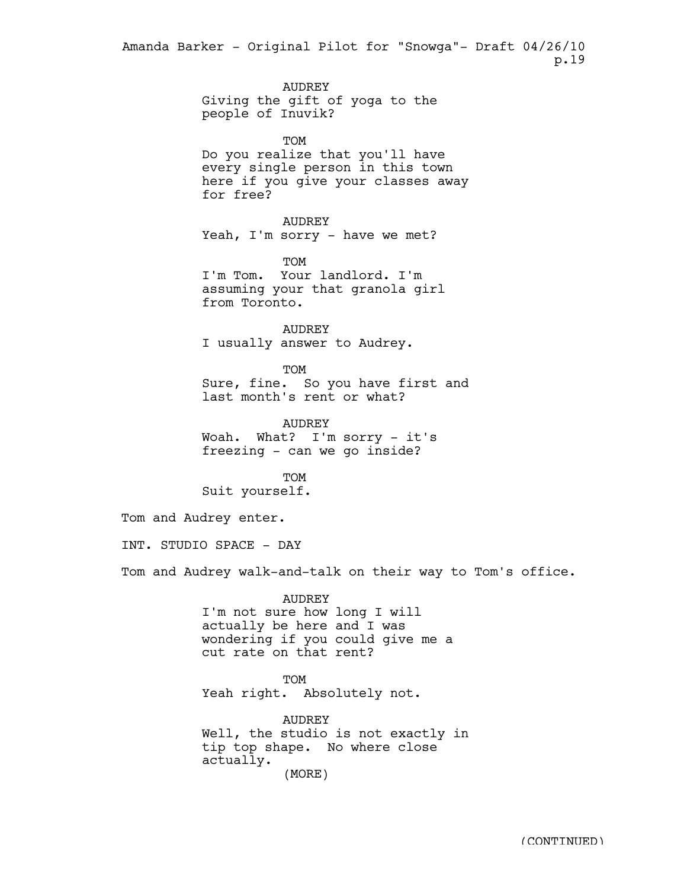AUDREY
Giving the gift of yoga to the people of Inuvik?

TOM
Do you realize that you'll have every single person in this town here if you give your classes away for free?

AUDREY
Yeah, I'm sorry - have we met?

TOM
I'm Tom.  Your landlord. I'm assuming your that granola girl from Toronto.

AUDREY
I usually answer to Audrey.

TOM
Sure, fine.  So you have first and last month's rent or what?

AUDREY
Woah.  What?  I'm sorry - it's freezing - can we go inside?

TOM
Suit yourself.

Tom and Audrey enter.

INT. STUDIO SPACE - DAY

Tom and Audrey walk-and-talk on their way to Tom's office.

AUDREY
I'm not sure how long I will actually be here and I was wondering if you could give me a cut rate on that rent?

TOM
Yeah right.  Absolutely not.

AUDREY
Well, the studio is not exactly in tip top shape.  No where close actually.
(MORE)

(CONTINUED)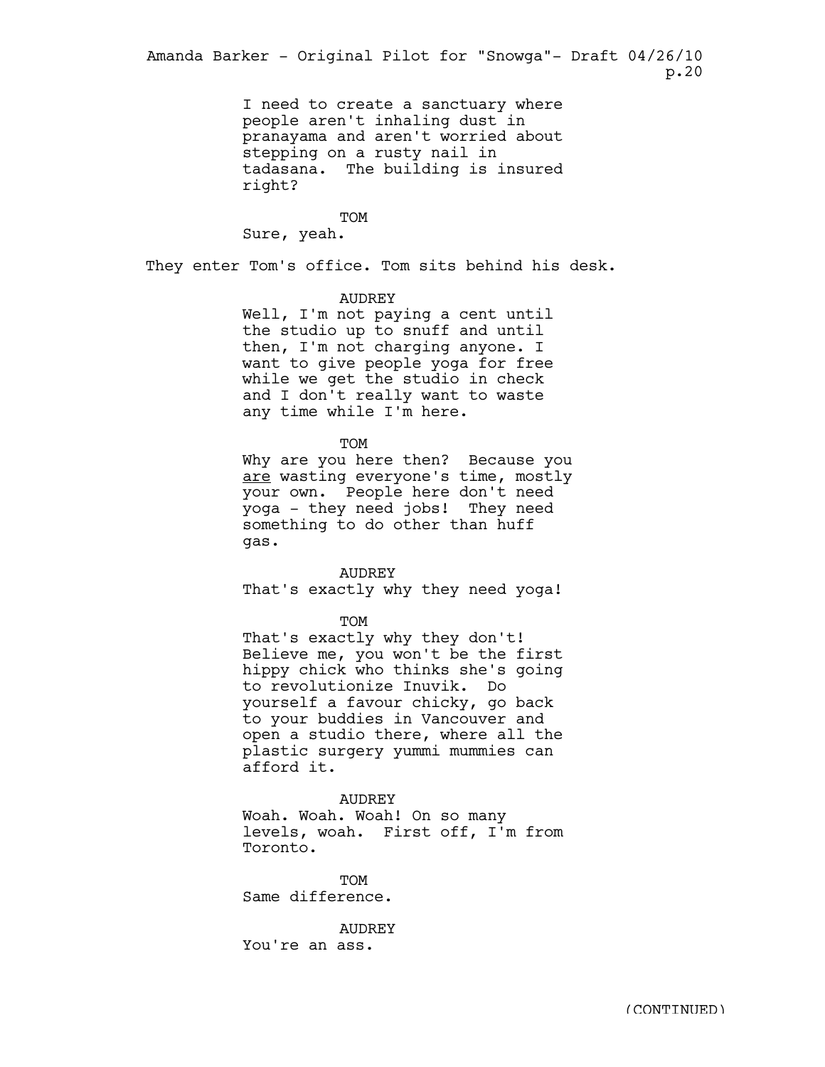I need to create a sanctuary where people aren't inhaling dust in pranayama and aren't worried about stepping on a rusty nail in tadasana. The building is insured right?

TOM

Sure, yeah.

They enter Tom's office. Tom sits behind his desk.

AUDREY

Well, I'm not paying a cent until the studio up to snuff and until then, I'm not charging anyone. I want to give people yoga for free while we get the studio in check and I don't really want to waste any time while I'm here.

TOM

Why are you here then? Because you <u>are</u> wasting everyone's time, mostly your own. People here don't need yoga - they need jobs! They need something to do other than huff gas.

AUDREY

That's exactly why they need yoga!

TOM

That's exactly why they don't! Believe me, you won't be the first hippy chick who thinks she's going to revolutionize Inuvik. Do yourself a favour chicky, go back to your buddies in Vancouver and open a studio there, where all the plastic surgery yummi mummies can afford it.

AUDREY

Woah. Woah. Woah! On so many levels, woah. First off, I'm from Toronto.

TOM

Same difference.

AUDREY

You're an ass.

(CONTINUED)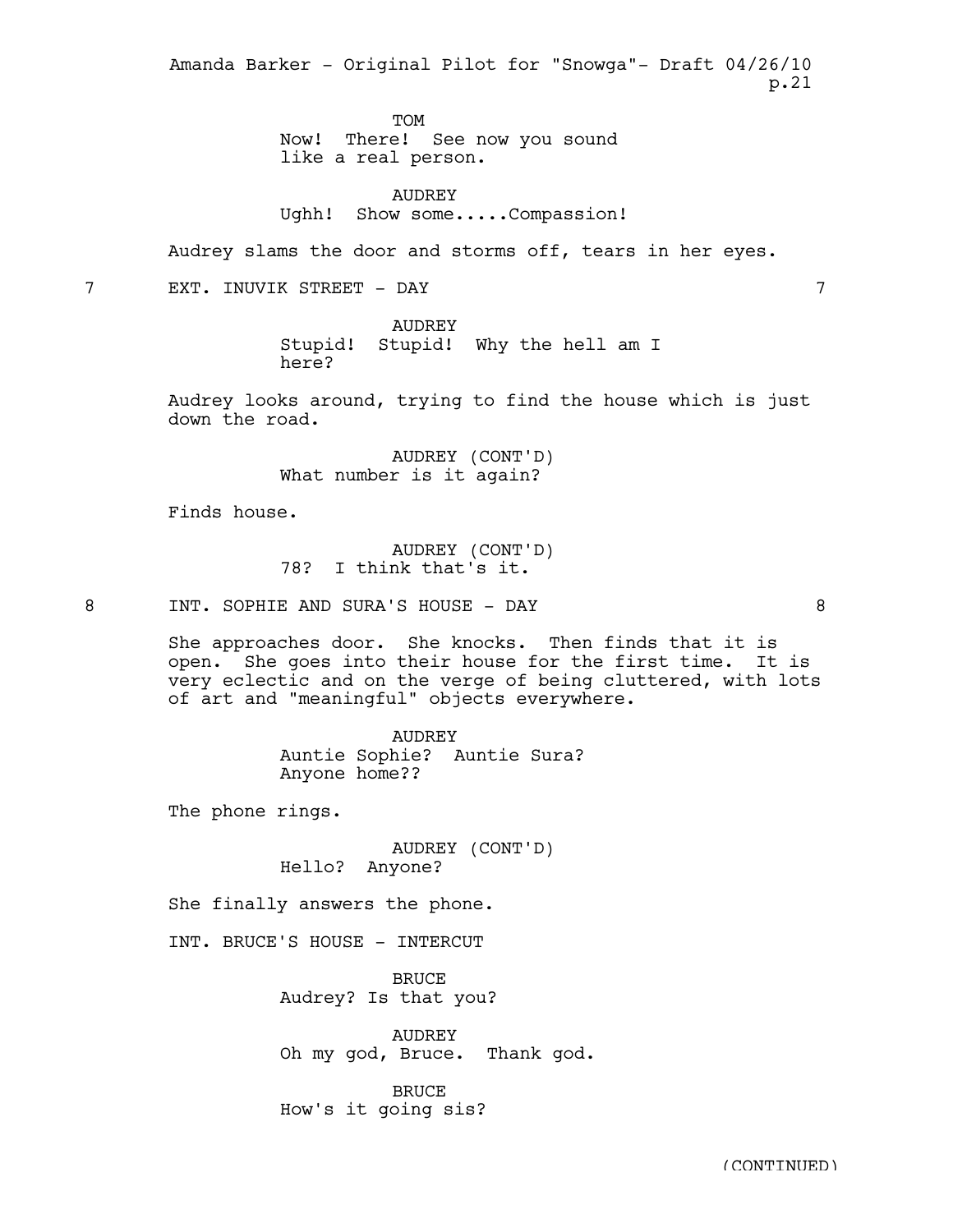TOM
Now! There! See now you sound like a real person.

AUDREY
Ughh! Show some.....Compassion!

Audrey slams the door and storms off, tears in her eyes.

7 EXT. INUVIK STREET - DAY 7

AUDREY
Stupid! Stupid! Why the hell am I here?

Audrey looks around, trying to find the house which is just down the road.

AUDREY (CONT'D)
What number is it again?

Finds house.

AUDREY (CONT'D)
78? I think that's it.

8 INT. SOPHIE AND SURA'S HOUSE - DAY 8

She approaches door. She knocks. Then finds that it is open. She goes into their house for the first time. It is very eclectic and on the verge of being cluttered, with lots of art and "meaningful" objects everywhere.

AUDREY
Auntie Sophie? Auntie Sura? Anyone home??

The phone rings.

AUDREY (CONT'D)
Hello? Anyone?

She finally answers the phone.

INT. BRUCE'S HOUSE - INTERCUT

BRUCE
Audrey? Is that you?

AUDREY
Oh my god, Bruce. Thank god.

BRUCE
How's it going sis?

(CONTINUED)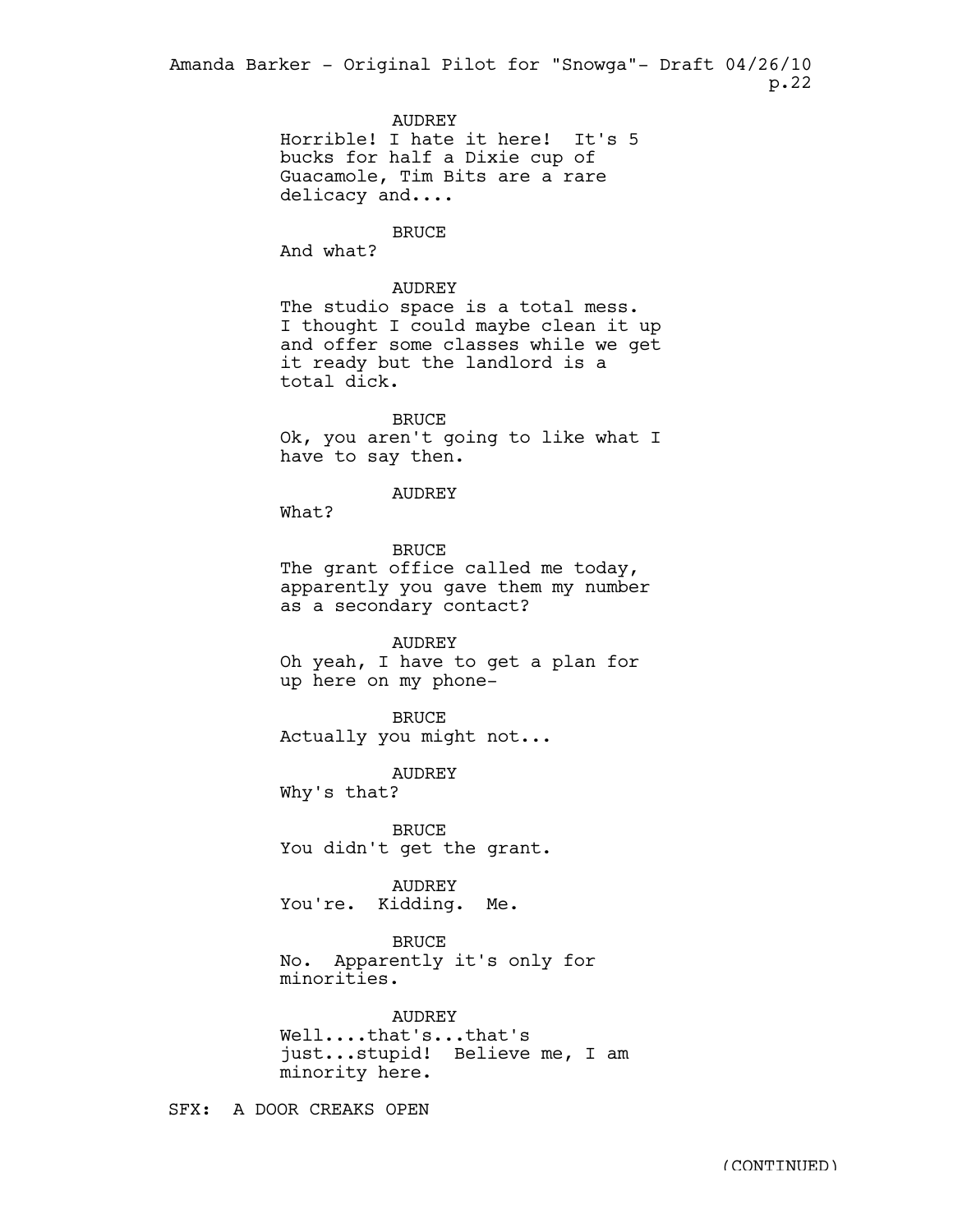AUDREY
Horrible! I hate it here! It's 5 bucks for half a Dixie cup of Guacamole, Tim Bits are a rare delicacy and....

BRUCE
And what?

AUDREY
The studio space is a total mess. I thought I could maybe clean it up and offer some classes while we get it ready but the landlord is a total dick.

BRUCE
Ok, you aren't going to like what I have to say then.

AUDREY
What?

BRUCE
The grant office called me today, apparently you gave them my number as a secondary contact?

AUDREY
Oh yeah, I have to get a plan for up here on my phone-

BRUCE
Actually you might not...

AUDREY
Why's that?

BRUCE
You didn't get the grant.

AUDREY
You're. Kidding. Me.

BRUCE
No. Apparently it's only for minorities.

AUDREY
Well....that's...that's just...stupid! Believe me, I am minority here.

SFX: A DOOR CREAKS OPEN

(CONTINUED)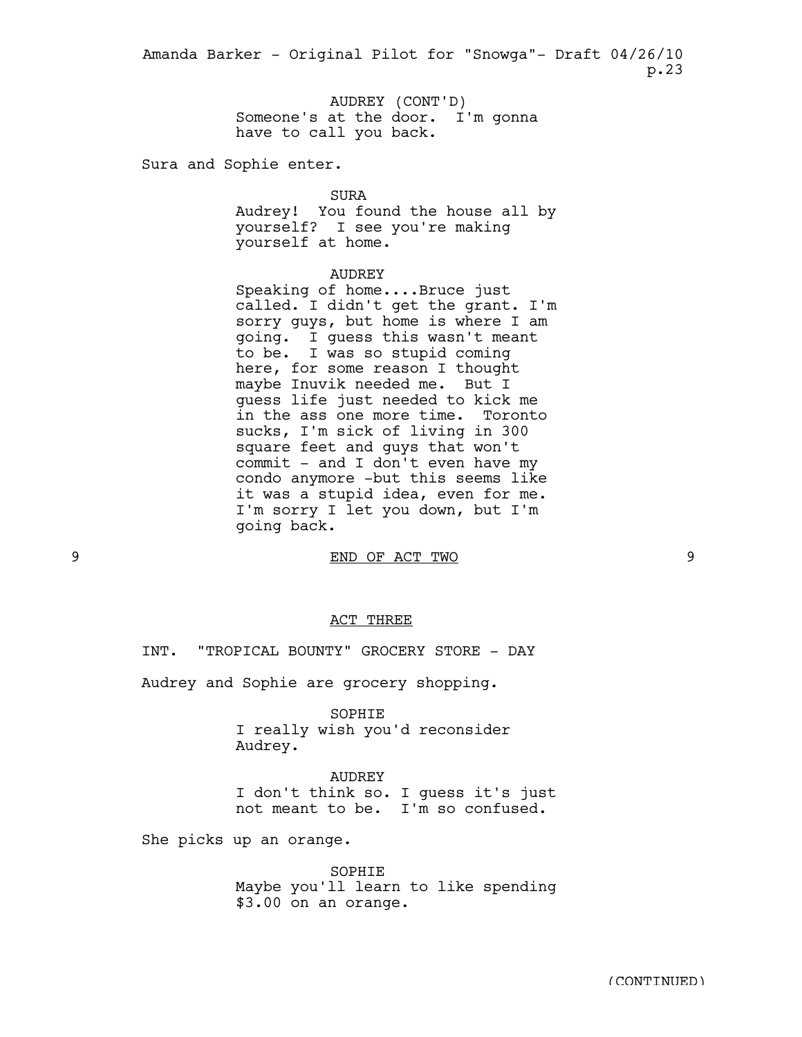AUDREY (CONT'D)
Someone's at the door. I'm gonna have to call you back.

Sura and Sophie enter.

SURA
Audrey! You found the house all by yourself? I see you're making yourself at home.

AUDREY
Speaking of home....Bruce just called. I didn't get the grant. I'm sorry guys, but home is where I am going. I guess this wasn't meant to be. I was so stupid coming here, for some reason I thought maybe Inuvik needed me. But I guess life just needed to kick me in the ass one more time. Toronto sucks, I'm sick of living in 300 square feet and guys that won't commit - and I don't even have my condo anymore -but this seems like it was a stupid idea, even for me. I'm sorry I let you down, but I'm going back.

9 END OF ACT TWO 9

ACT THREE

INT. "TROPICAL BOUNTY" GROCERY STORE - DAY

Audrey and Sophie are grocery shopping.

SOPHIE
I really wish you'd reconsider Audrey.

AUDREY
I don't think so. I guess it's just not meant to be. I'm so confused.

She picks up an orange.

SOPHIE
Maybe you'll learn to like spending $3.00 on an orange.

(CONTINUED)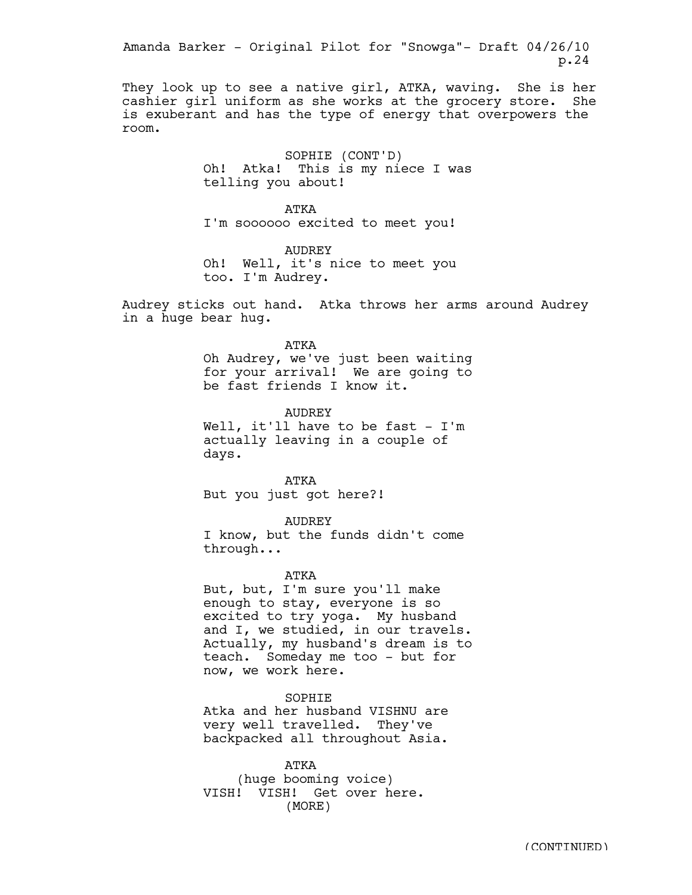They look up to see a native girl, ATKA, waving. She is her cashier girl uniform as she works at the grocery store. She is exuberant and has the type of energy that overpowers the room.

SOPHIE (CONT'D)
Oh! Atka! This is my niece I was telling you about!

ATKA
I'm soooooo excited to meet you!

AUDREY
Oh! Well, it's nice to meet you too. I'm Audrey.

Audrey sticks out hand. Atka throws her arms around Audrey in a huge bear hug.

ATKA
Oh Audrey, we've just been waiting for your arrival! We are going to be fast friends I know it.

AUDREY
Well, it'll have to be fast - I'm actually leaving in a couple of days.

ATKA
But you just got here?!

AUDREY
I know, but the funds didn't come through...

ATKA
But, but, I'm sure you'll make enough to stay, everyone is so excited to try yoga. My husband and I, we studied, in our travels. Actually, my husband's dream is to teach. Someday me too - but for now, we work here.

SOPHIE
Atka and her husband VISHNU are very well travelled. They've backpacked all throughout Asia.

ATKA
(huge booming voice)
VISH! VISH! Get over here.
(MORE)

(CONTINUED)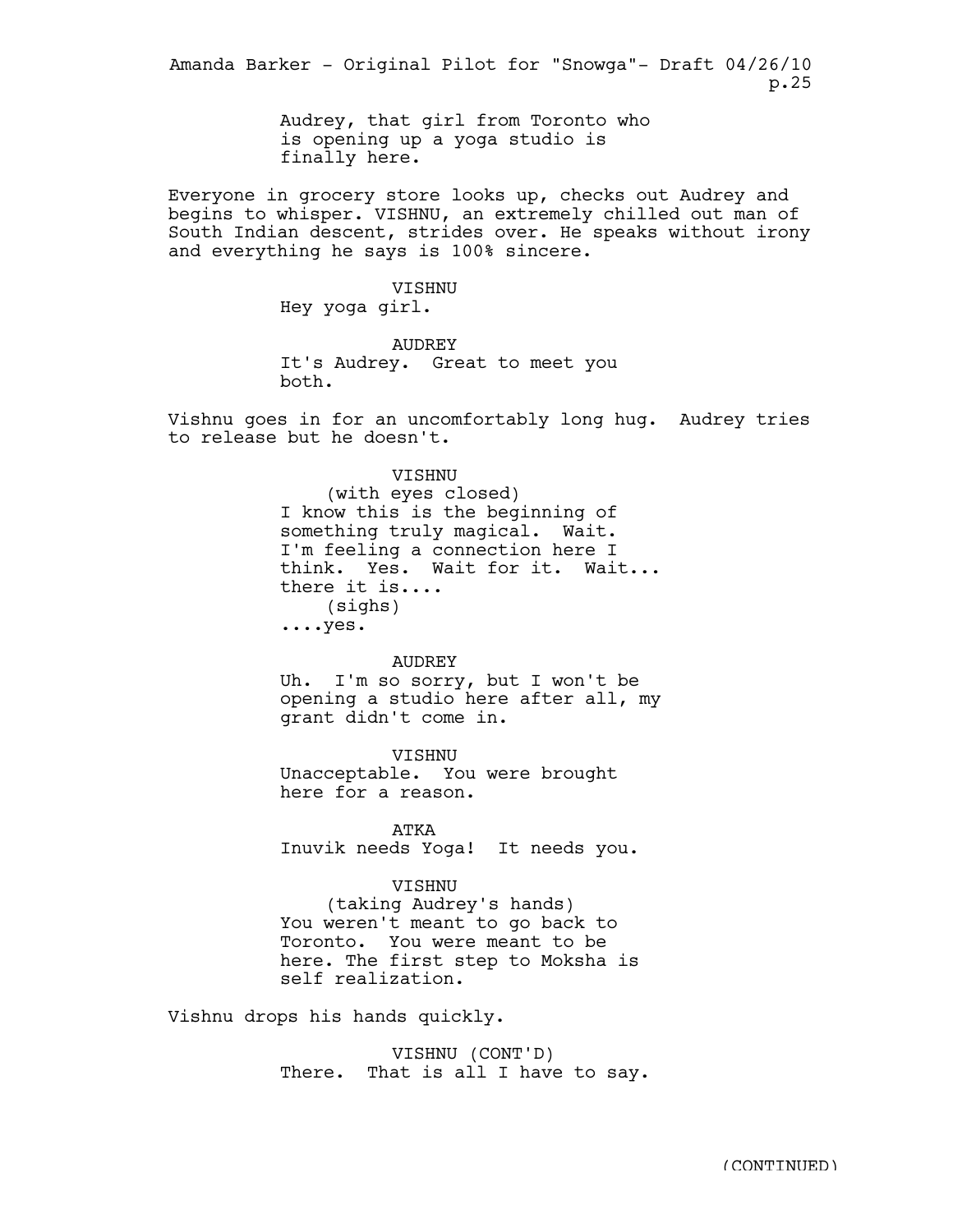Audrey, that girl from Toronto who is opening up a yoga studio is finally here.

Everyone in grocery store looks up, checks out Audrey and begins to whisper. VISHNU, an extremely chilled out man of South Indian descent, strides over. He speaks without irony and everything he says is 100% sincere.

VISHNU
Hey yoga girl.

AUDREY
It's Audrey. Great to meet you both.

Vishnu goes in for an uncomfortably long hug. Audrey tries to release but he doesn't.

VISHNU
(with eyes closed)
I know this is the beginning of something truly magical. Wait. I'm feeling a connection here I think. Yes. Wait for it. Wait... there it is....
(sighs)
....yes.

AUDREY
Uh. I'm so sorry, but I won't be opening a studio here after all, my grant didn't come in.

VISHNU
Unacceptable. You were brought here for a reason.

ATKA
Inuvik needs Yoga! It needs you.

VISHNU
(taking Audrey's hands)
You weren't meant to go back to Toronto. You were meant to be here. The first step to Moksha is self realization.

Vishnu drops his hands quickly.

VISHNU (CONT'D)
There. That is all I have to say.

(CONTINUED)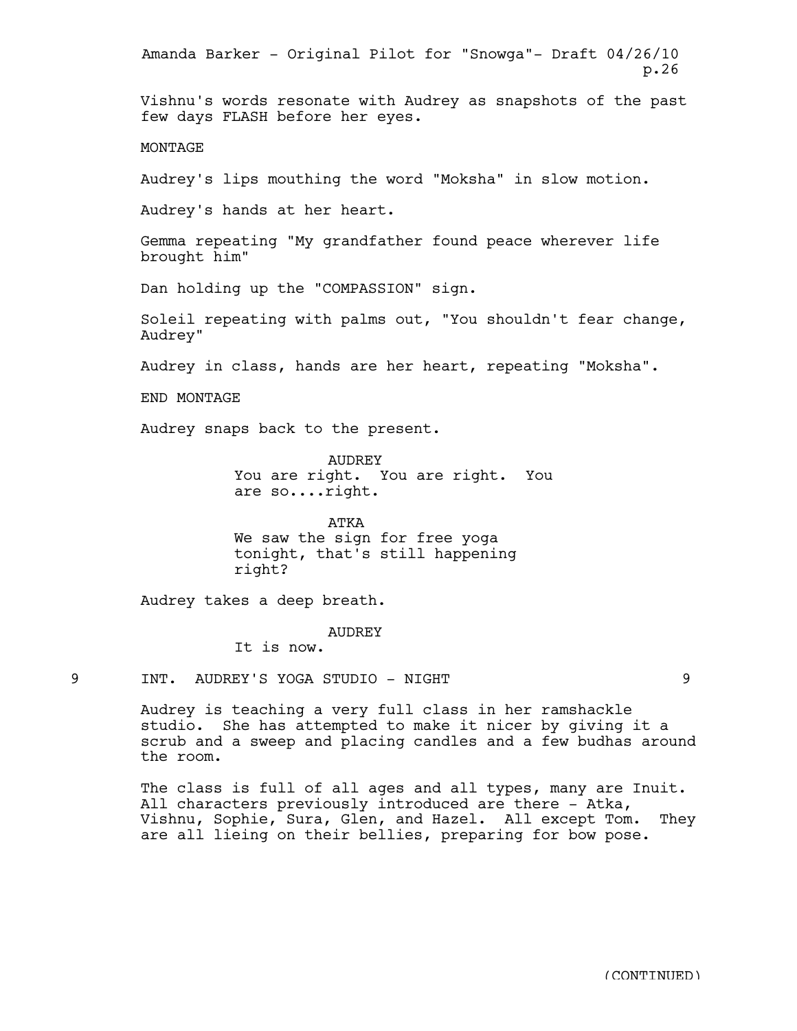Vishnu's words resonate with Audrey as snapshots of the past few days FLASH before her eyes.

MONTAGE

Audrey's lips mouthing the word "Moksha" in slow motion.

Audrey's hands at her heart.

Gemma repeating "My grandfather found peace wherever life brought him"

Dan holding up the "COMPASSION" sign.

Soleil repeating with palms out, "You shouldn't fear change, Audrey"

Audrey in class, hands are her heart, repeating "Moksha".

END MONTAGE

Audrey snaps back to the present.

AUDREY
You are right.  You are right.  You are so....right.

ATKA
We saw the sign for free yoga tonight, that's still happening right?

Audrey takes a deep breath.

AUDREY
It is now.

9 INT. AUDREY'S YOGA STUDIO - NIGHT 9

Audrey is teaching a very full class in her ramshackle studio.  She has attempted to make it nicer by giving it a scrub and a sweep and placing candles and a few budhas around the room.

The class is full of all ages and all types, many are Inuit. All characters previously introduced are there - Atka, Vishnu, Sophie, Sura, Glen, and Hazel.  All except Tom.  They are all lieing on their bellies, preparing for bow pose.

(CONTINUED)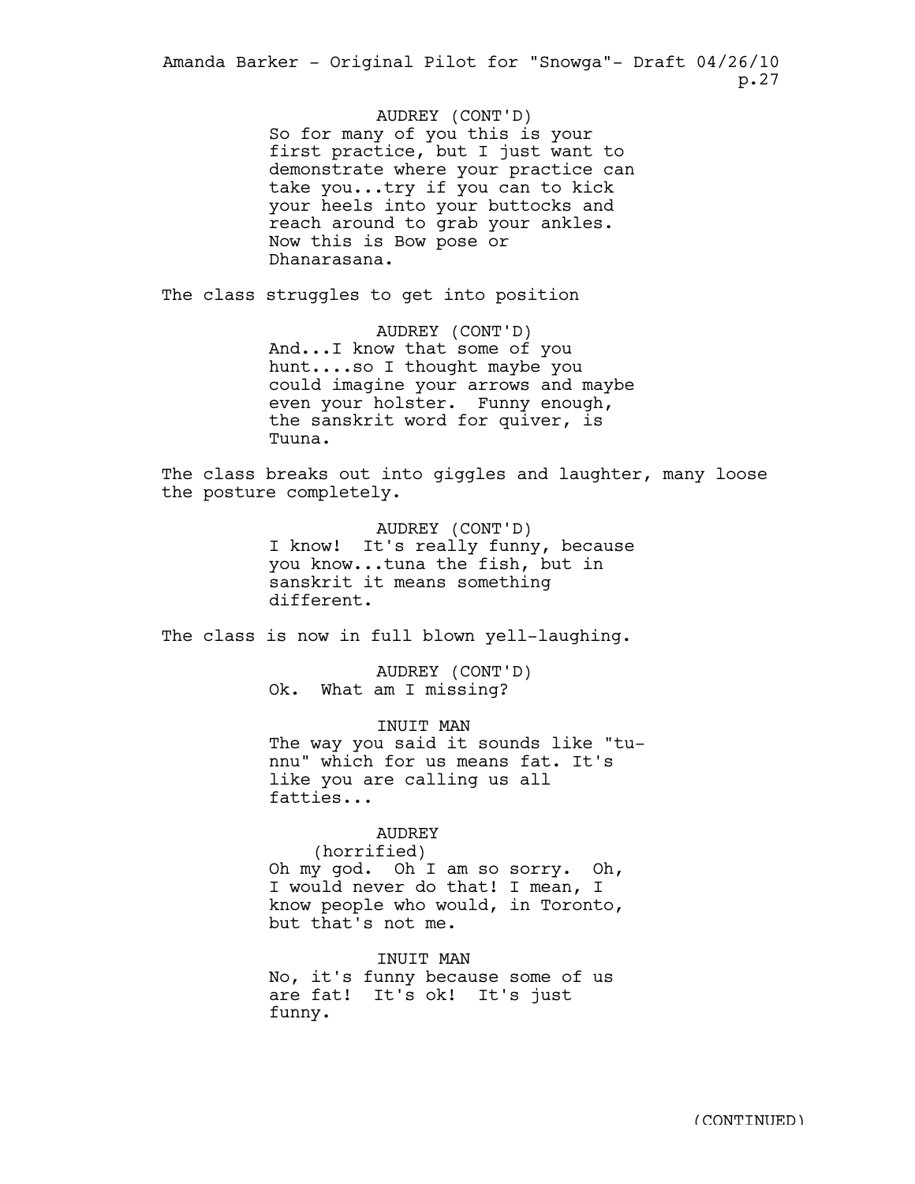AUDREY (CONT'D)
So for many of you this is your first practice, but I just want to demonstrate where your practice can take you...try if you can to kick your heels into your buttocks and reach around to grab your ankles. Now this is Bow pose or Dhanarasana.

The class struggles to get into position

AUDREY (CONT'D)
And...I know that some of you hunt....so I thought maybe you could imagine your arrows and maybe even your holster. Funny enough, the sanskrit word for quiver, is Tuuna.

The class breaks out into giggles and laughter, many loose the posture completely.

AUDREY (CONT'D)
I know! It's really funny, because you know...tuna the fish, but in sanskrit it means something different.

The class is now in full blown yell-laughing.

AUDREY (CONT'D)
Ok. What am I missing?

INUIT MAN
The way you said it sounds like "tu-nnu" which for us means fat. It's like you are calling us all fatties...

AUDREY
(horrified)
Oh my god. Oh I am so sorry. Oh, I would never do that! I mean, I know people who would, in Toronto, but that's not me.

INUIT MAN
No, it's funny because some of us are fat! It's ok! It's just funny.

(CONTINUED)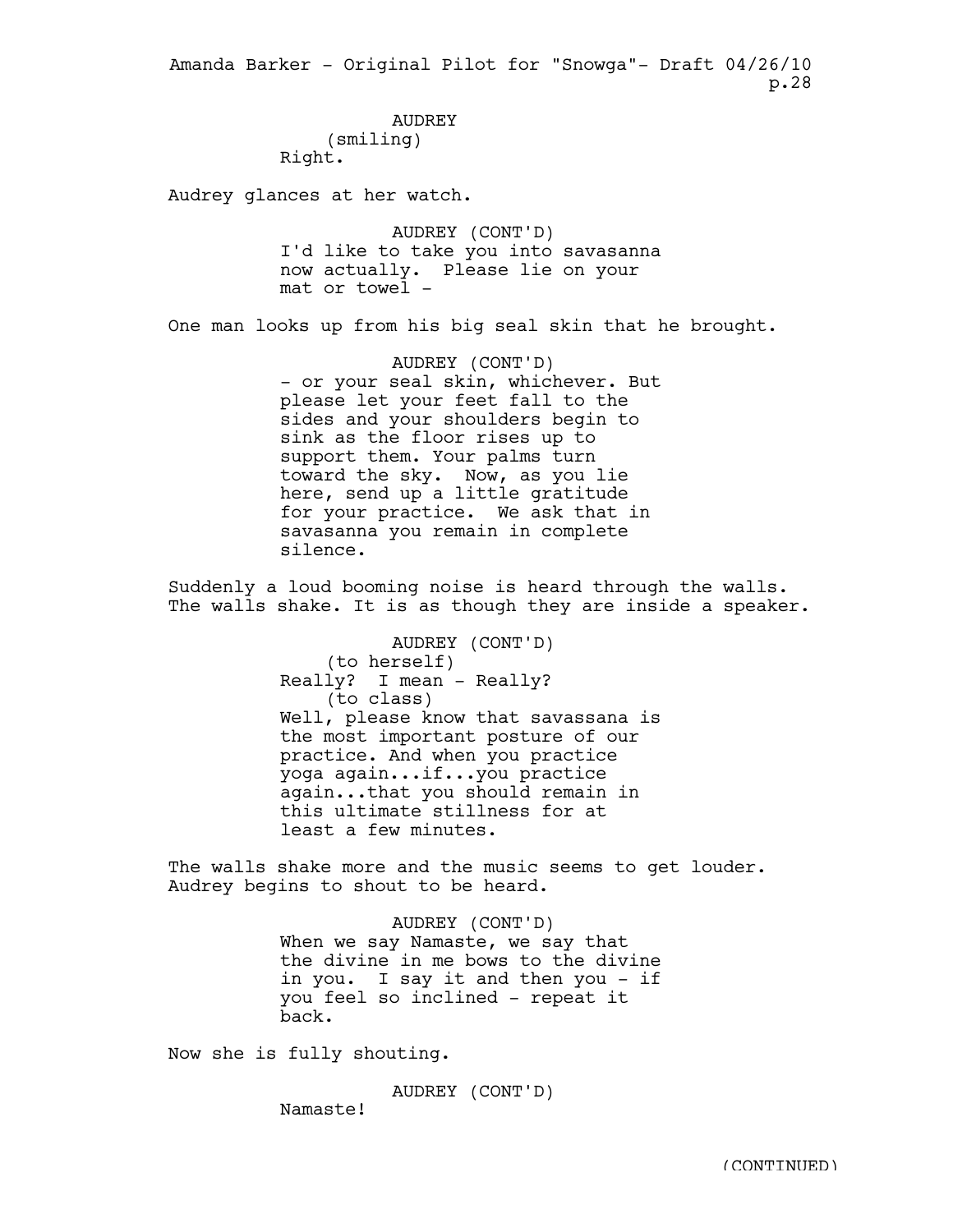AUDREY
(smiling)
Right.

Audrey glances at her watch.

AUDREY (CONT'D)
I'd like to take you into savasanna now actually. Please lie on your mat or towel -

One man looks up from his big seal skin that he brought.

AUDREY (CONT'D)
- or your seal skin, whichever. But please let your feet fall to the sides and your shoulders begin to sink as the floor rises up to support them. Your palms turn toward the sky. Now, as you lie here, send up a little gratitude for your practice. We ask that in savasanna you remain in complete silence.

Suddenly a loud booming noise is heard through the walls. The walls shake. It is as though they are inside a speaker.

AUDREY (CONT'D)
(to herself)
Really? I mean - Really?
(to class)
Well, please know that savassana is the most important posture of our practice. And when you practice yoga again...if...you practice again...that you should remain in this ultimate stillness for at least a few minutes.

The walls shake more and the music seems to get louder. Audrey begins to shout to be heard.

AUDREY (CONT'D)
When we say Namaste, we say that the divine in me bows to the divine in you. I say it and then you - if you feel so inclined - repeat it back.

Now she is fully shouting.

AUDREY (CONT'D)
Namaste!

(CONTINUED)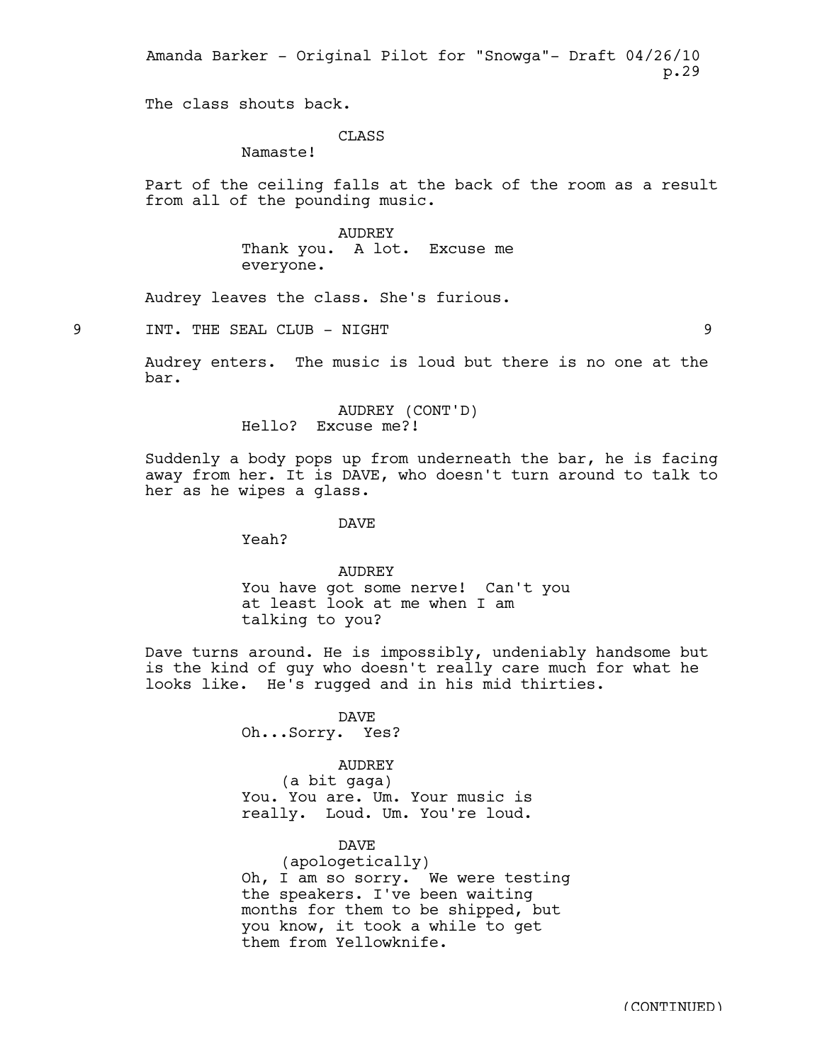The class shouts back.

CLASS

Namaste!

Part of the ceiling falls at the back of the room as a result from all of the pounding music.

AUDREY

Thank you. A lot. Excuse me everyone.

Audrey leaves the class. She's furious.

9 INT. THE SEAL CLUB - NIGHT 9

Audrey enters. The music is loud but there is no one at the bar.

AUDREY (CONT'D)

Hello? Excuse me?!

Suddenly a body pops up from underneath the bar, he is facing away from her. It is DAVE, who doesn't turn around to talk to her as he wipes a glass.

DAVE

Yeah?

AUDREY

You have got some nerve! Can't you at least look at me when I am talking to you?

Dave turns around. He is impossibly, undeniably handsome but is the kind of guy who doesn't really care much for what he looks like. He's rugged and in his mid thirties.

DAVE

Oh...Sorry. Yes?

AUDREY

(a bit gaga)

You. You are. Um. Your music is really. Loud. Um. You're loud.

DAVE

(apologetically)

Oh, I am so sorry. We were testing the speakers. I've been waiting months for them to be shipped, but you know, it took a while to get them from Yellowknife.

(CONTINUED)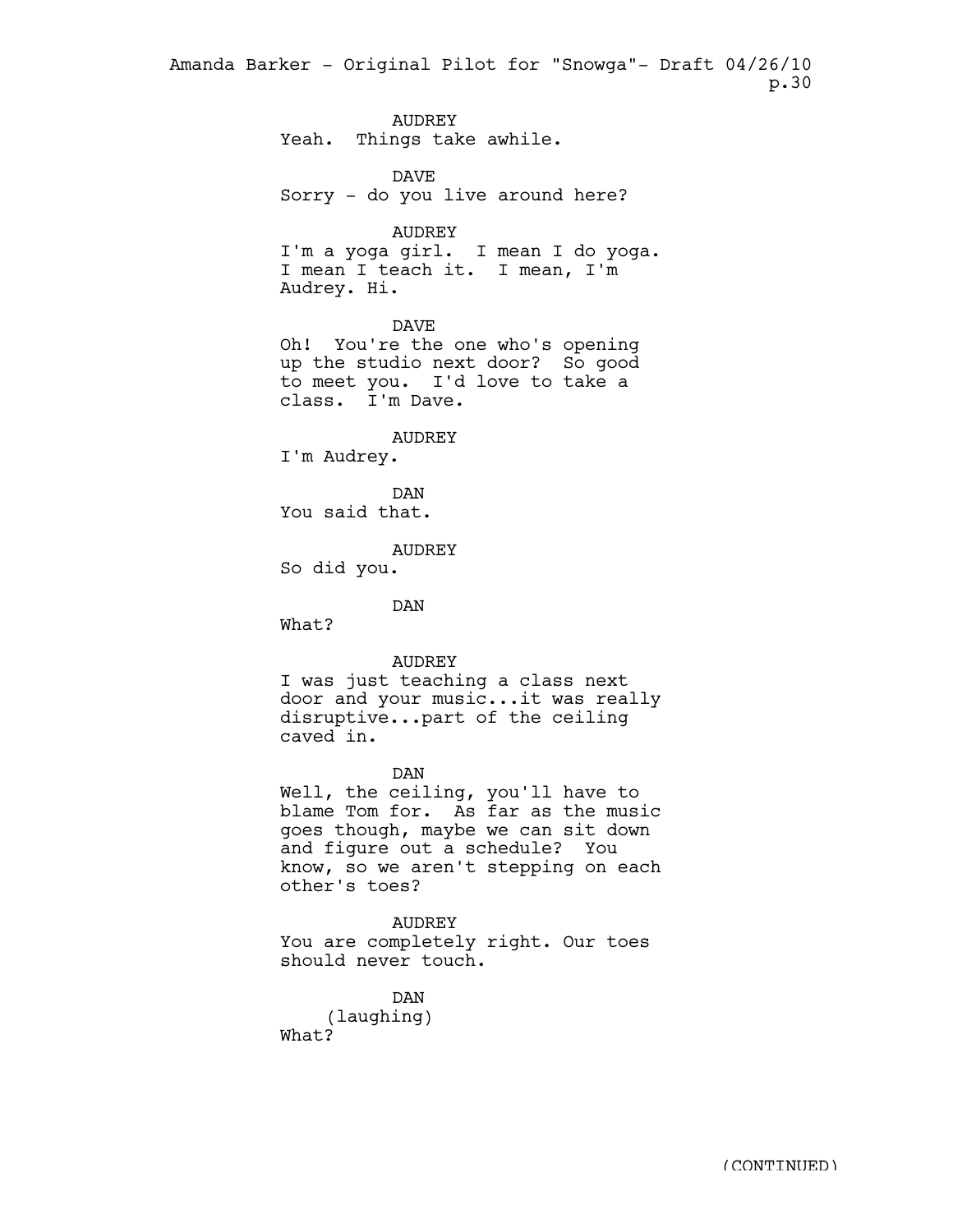AUDREY
Yeah.  Things take awhile.

DAVE
Sorry - do you live around here?

AUDREY
I'm a yoga girl.  I mean I do yoga. I mean I teach it.  I mean, I'm Audrey. Hi.

DAVE
Oh!  You're the one who's opening up the studio next door?  So good to meet you.  I'd love to take a class.  I'm Dave.

AUDREY
I'm Audrey.

DAN
You said that.

AUDREY
So did you.

DAN
What?

AUDREY
I was just teaching a class next door and your music...it was really disruptive...part of the ceiling caved in.

DAN
Well, the ceiling, you'll have to blame Tom for.  As far as the music goes though, maybe we can sit down and figure out a schedule?  You know, so we aren't stepping on each other's toes?

AUDREY
You are completely right. Our toes should never touch.

DAN
(laughing)
What?

(CONTINUED)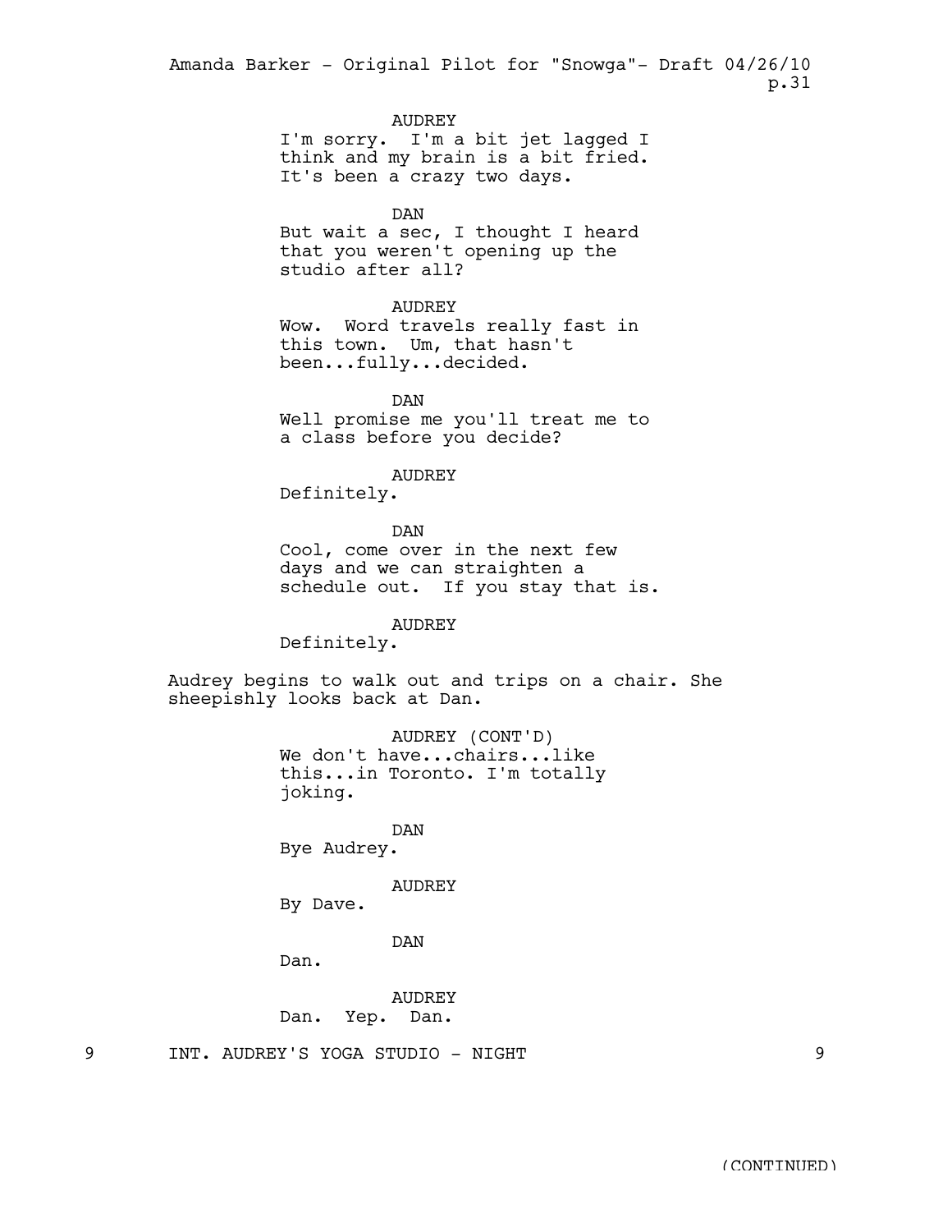AUDREY
I'm sorry. I'm a bit jet lagged I think and my brain is a bit fried. It's been a crazy two days.

DAN
But wait a sec, I thought I heard that you weren't opening up the studio after all?

AUDREY
Wow. Word travels really fast in this town. Um, that hasn't been...fully...decided.

DAN
Well promise me you'll treat me to a class before you decide?

AUDREY
Definitely.

DAN
Cool, come over in the next few days and we can straighten a schedule out. If you stay that is.

AUDREY
Definitely.

Audrey begins to walk out and trips on a chair. She sheepishly looks back at Dan.

AUDREY (CONT'D)
We don't have...chairs...like this...in Toronto. I'm totally joking.

DAN
Bye Audrey.

AUDREY
By Dave.

DAN
Dan.

AUDREY
Dan. Yep. Dan.

9 INT. AUDREY'S YOGA STUDIO - NIGHT 9

(CONTINUED)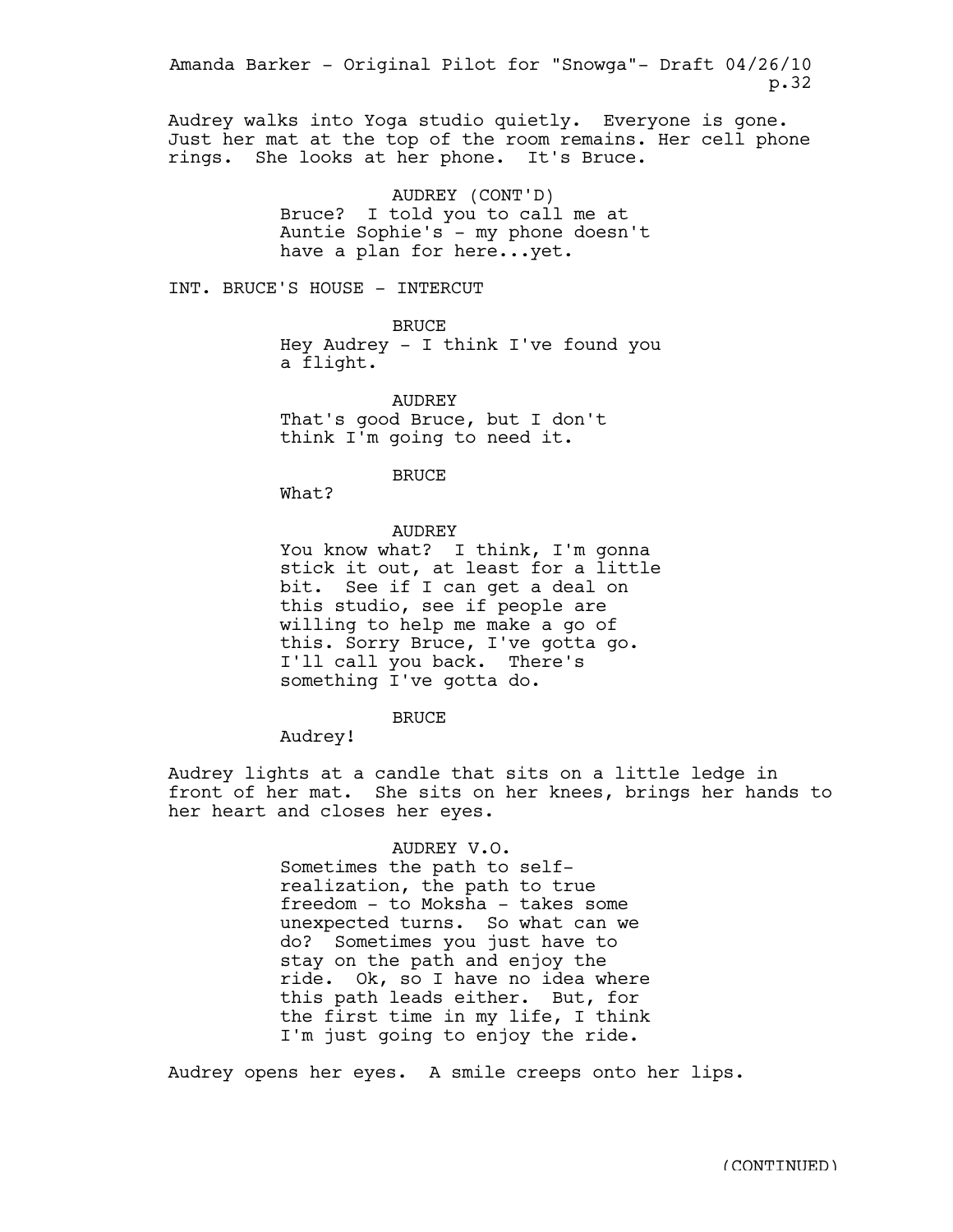Audrey walks into Yoga studio quietly. Everyone is gone. Just her mat at the top of the room remains. Her cell phone rings. She looks at her phone. It's Bruce.

AUDREY (CONT'D)
Bruce? I told you to call me at Auntie Sophie's - my phone doesn't have a plan for here...yet.

INT. BRUCE'S HOUSE - INTERCUT

BRUCE
Hey Audrey - I think I've found you a flight.

AUDREY
That's good Bruce, but I don't think I'm going to need it.

BRUCE
What?

AUDREY
You know what? I think, I'm gonna stick it out, at least for a little bit. See if I can get a deal on this studio, see if people are willing to help me make a go of this. Sorry Bruce, I've gotta go. I'll call you back. There's something I've gotta do.

BRUCE
Audrey!

Audrey lights at a candle that sits on a little ledge in front of her mat. She sits on her knees, brings her hands to her heart and closes her eyes.

AUDREY V.O.
Sometimes the path to self-realization, the path to true freedom - to Moksha - takes some unexpected turns. So what can we do? Sometimes you just have to stay on the path and enjoy the ride. Ok, so I have no idea where this path leads either. But, for the first time in my life, I think I'm just going to enjoy the ride.

Audrey opens her eyes. A smile creeps onto her lips.

(CONTINUED)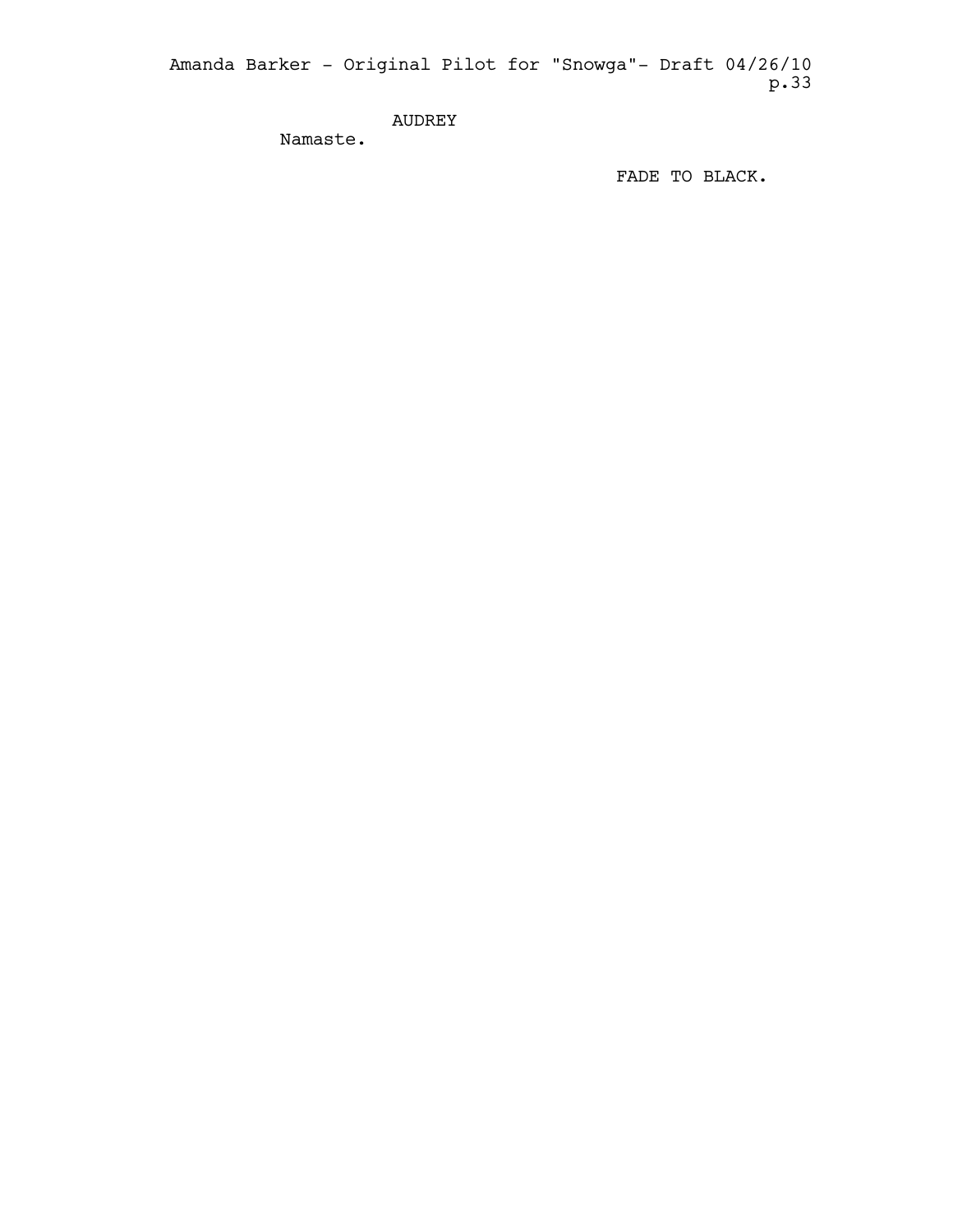AUDREY

Namaste.

FADE TO BLACK.